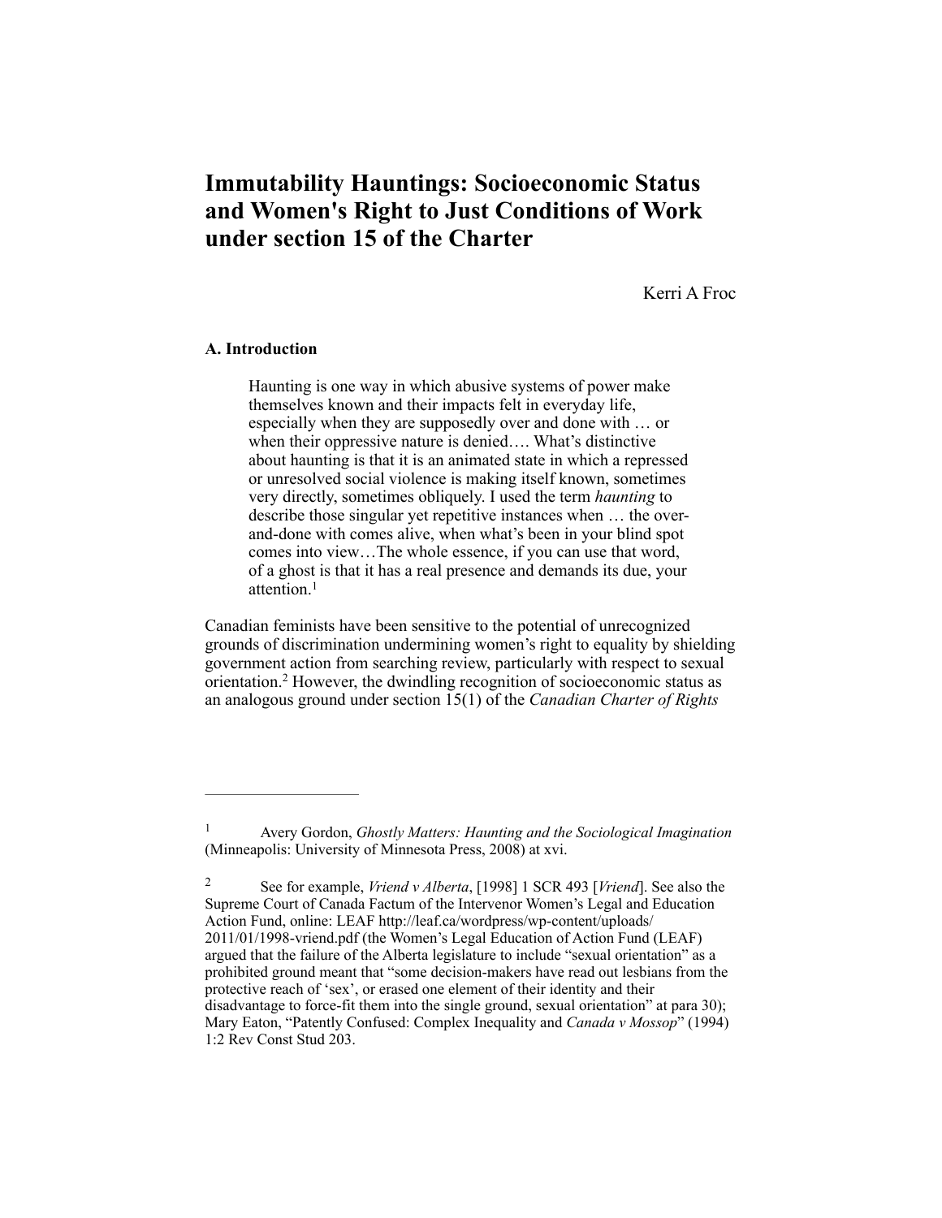# Immutability Hauntings: Socioeconomic Status and Women's Right to Just Conditions of Work under section 15 of the Charter

Kerri A Froc

## A. Introduction

> Haunting is one way in which abusive systems of power make themselves known and their impacts felt in everyday life, especially when they are supposedly over and done with … or when their oppressive nature is denied…. What's distinctive about haunting is that it is an animated state in which a repressed or unresolved social violence is making itself known, sometimes very directly, sometimes obliquely. I used the term *haunting* to describe those singular yet repetitive instances when … the over-and-done with comes alive, when what's been in your blind spot comes into view…The whole essence, if you can use that word, of a ghost is that it has a real presence and demands its due, your attention.[1]

Canadian feminists have been sensitive to the potential of unrecognized grounds of discrimination undermining women's right to equality by shielding government action from searching review, particularly with respect to sexual orientation.[2] However, the dwindling recognition of socioeconomic status as an analogous ground under section 15(1) of the *Canadian Charter of Rights*

---

[1] Avery Gordon, *Ghostly Matters: Haunting and the Sociological Imagination* (Minneapolis: University of Minnesota Press, 2008) at xvi.

[2] See for example, *Vriend v Alberta*, [1998] 1 SCR 493 [*Vriend*]. See also the Supreme Court of Canada Factum of the Intervenor Women's Legal and Education Action Fund, online: LEAF http://leaf.ca/wordpress/wp-content/uploads/2011/01/1998-vriend.pdf (the Women's Legal Education of Action Fund (LEAF) argued that the failure of the Alberta legislature to include "sexual orientation" as a prohibited ground meant that "some decision-makers have read out lesbians from the protective reach of 'sex', or erased one element of their identity and their disadvantage to force-fit them into the single ground, sexual orientation" at para 30); Mary Eaton, "Patently Confused: Complex Inequality and *Canada v Mossop*" (1994) 1:2 Rev Const Stud 203.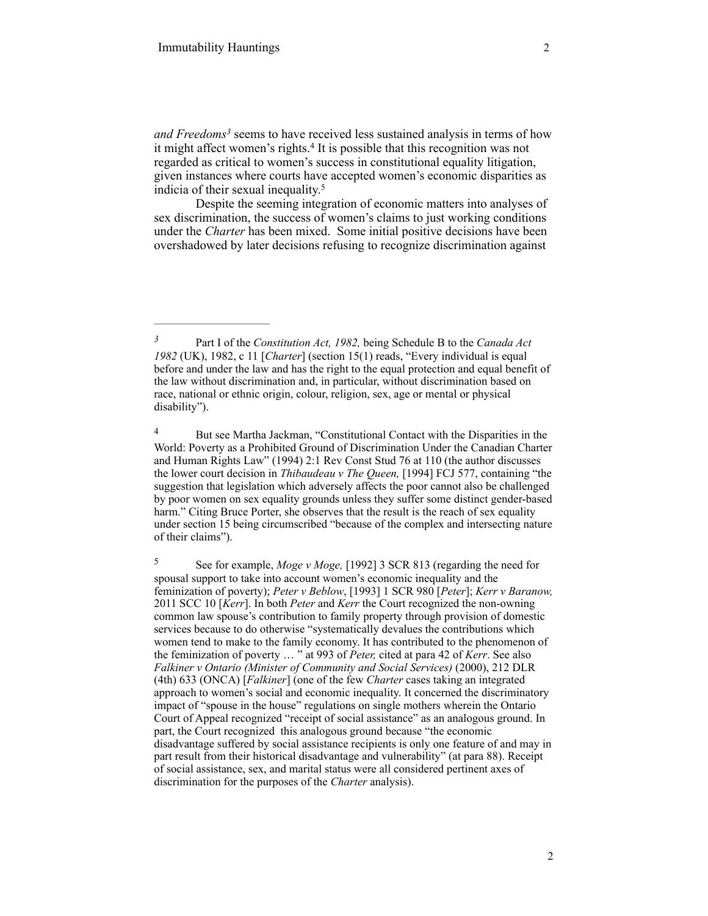*and Freedoms*[3] seems to have received less sustained analysis in terms of how it might affect women's rights.[4] It is possible that this recognition was not regarded as critical to women's success in constitutional equality litigation, given instances where courts have accepted women's economic disparities as indicia of their sexual inequality.[5]

Despite the seeming integration of economic matters into analyses of sex discrimination, the success of women's claims to just working conditions under the *Charter* has been mixed. Some initial positive decisions have been overshadowed by later decisions refusing to recognize discrimination against

---

[3] Part I of the *Constitution Act, 1982,* being Schedule B to the *Canada Act 1982* (UK), 1982, c 11 [*Charter*] (section 15(1) reads, "Every individual is equal before and under the law and has the right to the equal protection and equal benefit of the law without discrimination and, in particular, without discrimination based on race, national or ethnic origin, colour, religion, sex, age or mental or physical disability").

[4] But see Martha Jackman, "Constitutional Contact with the Disparities in the World: Poverty as a Prohibited Ground of Discrimination Under the Canadian Charter and Human Rights Law" (1994) 2:1 Rev Const Stud 76 at 110 (the author discusses the lower court decision in *Thibaudeau v The Queen,* [1994] FCJ 577, containing "the suggestion that legislation which adversely affects the poor cannot also be challenged by poor women on sex equality grounds unless they suffer some distinct gender-based harm." Citing Bruce Porter, she observes that the result is the reach of sex equality under section 15 being circumscribed "because of the complex and intersecting nature of their claims").

[5] See for example, *Moge v Moge,* [1992] 3 SCR 813 (regarding the need for spousal support to take into account women's economic inequality and the feminization of poverty); *Peter v Beblow*, [1993] 1 SCR 980 [*Peter*]; *Kerr v Baranow,* 2011 SCC 10 [*Kerr*]. In both *Peter* and *Kerr* the Court recognized the non-owning common law spouse's contribution to family property through provision of domestic services because to do otherwise "systematically devalues the contributions which women tend to make to the family economy. It has contributed to the phenomenon of the feminization of poverty … " at 993 of *Peter,* cited at para 42 of *Kerr*. See also *Falkiner v Ontario (Minister of Community and Social Services)* (2000), 212 DLR (4th) 633 (ONCA) [*Falkiner*] (one of the few *Charter* cases taking an integrated approach to women's social and economic inequality. It concerned the discriminatory impact of "spouse in the house" regulations on single mothers wherein the Ontario Court of Appeal recognized "receipt of social assistance" as an analogous ground. In part, the Court recognized this analogous ground because "the economic disadvantage suffered by social assistance recipients is only one feature of and may in part result from their historical disadvantage and vulnerability" (at para 88). Receipt of social assistance, sex, and marital status were all considered pertinent axes of discrimination for the purposes of the *Charter* analysis).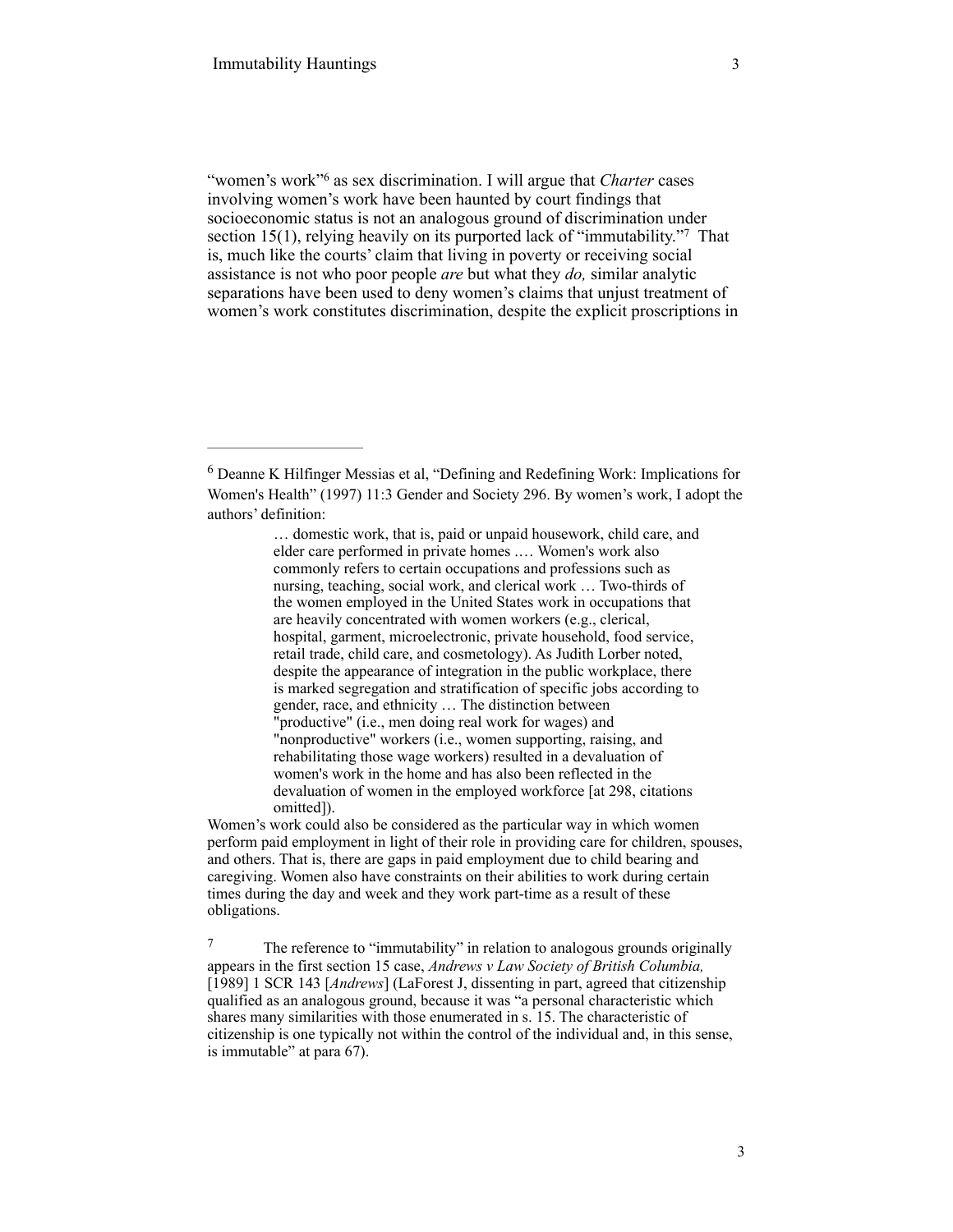"women's work"[6] as sex discrimination. I will argue that *Charter* cases involving women's work have been haunted by court findings that socioeconomic status is not an analogous ground of discrimination under section 15(1), relying heavily on its purported lack of "immutability."[7] That is, much like the courts' claim that living in poverty or receiving social assistance is not who poor people *are* but what they *do,* similar analytic separations have been used to deny women's claims that unjust treatment of women's work constitutes discrimination, despite the explicit proscriptions in

---

[6] Deanne K Hilfinger Messias et al, "Defining and Redefining Work: Implications for Women's Health" (1997) 11:3 Gender and Society 296. By women's work, I adopt the authors' definition:

> … domestic work, that is, paid or unpaid housework, child care, and elder care performed in private homes .… Women's work also commonly refers to certain occupations and professions such as nursing, teaching, social work, and clerical work … Two-thirds of the women employed in the United States work in occupations that are heavily concentrated with women workers (e.g., clerical, hospital, garment, microelectronic, private household, food service, retail trade, child care, and cosmetology). As Judith Lorber noted, despite the appearance of integration in the public workplace, there is marked segregation and stratification of specific jobs according to gender, race, and ethnicity … The distinction between "productive" (i.e., men doing real work for wages) and "nonproductive" workers (i.e., women supporting, raising, and rehabilitating those wage workers) resulted in a devaluation of women's work in the home and has also been reflected in the devaluation of women in the employed workforce [at 298, citations omitted]).

Women's work could also be considered as the particular way in which women perform paid employment in light of their role in providing care for children, spouses, and others. That is, there are gaps in paid employment due to child bearing and caregiving. Women also have constraints on their abilities to work during certain times during the day and week and they work part-time as a result of these obligations.

[7] The reference to "immutability" in relation to analogous grounds originally appears in the first section 15 case, *Andrews v Law Society of British Columbia,* [1989] 1 SCR 143 [*Andrews*] (LaForest J, dissenting in part, agreed that citizenship qualified as an analogous ground, because it was "a personal characteristic which shares many similarities with those enumerated in s. 15. The characteristic of citizenship is one typically not within the control of the individual and, in this sense, is immutable" at para 67).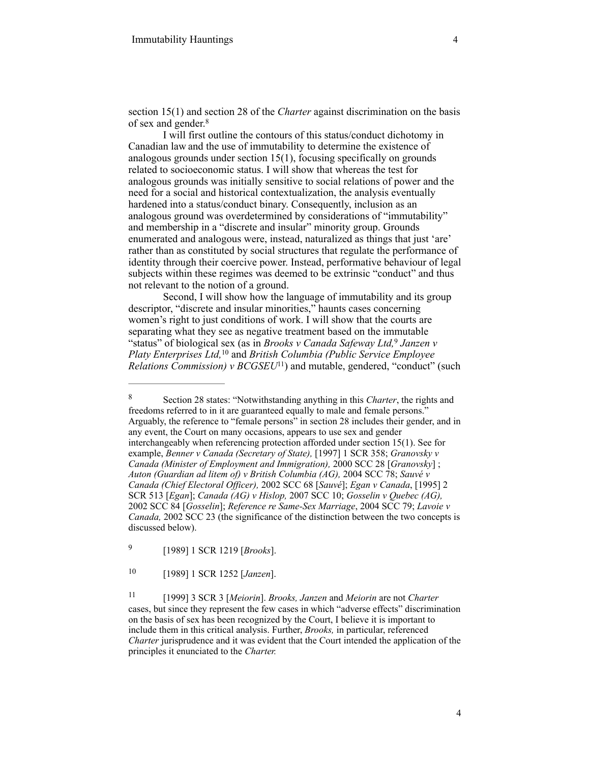section 15(1) and section 28 of the *Charter* against discrimination on the basis of sex and gender.[8]

I will first outline the contours of this status/conduct dichotomy in Canadian law and the use of immutability to determine the existence of analogous grounds under section 15(1), focusing specifically on grounds related to socioeconomic status. I will show that whereas the test for analogous grounds was initially sensitive to social relations of power and the need for a social and historical contextualization, the analysis eventually hardened into a status/conduct binary. Consequently, inclusion as an analogous ground was overdetermined by considerations of "immutability" and membership in a "discrete and insular" minority group. Grounds enumerated and analogous were, instead, naturalized as things that just 'are' rather than as constituted by social structures that regulate the performance of identity through their coercive power. Instead, performative behaviour of legal subjects within these regimes was deemed to be extrinsic "conduct" and thus not relevant to the notion of a ground.

Second, I will show how the language of immutability and its group descriptor, "discrete and insular minorities," haunts cases concerning women's right to just conditions of work. I will show that the courts are separating what they see as negative treatment based on the immutable "status" of biological sex (as in *Brooks v Canada Safeway Ltd,*[9] *Janzen v Platy Enterprises Ltd,*[10] and *British Columbia (Public Service Employee Relations Commission) v BCGSEU*[11]) and mutable, gendered, "conduct" (such

---

[8] Section 28 states: "Notwithstanding anything in this *Charter*, the rights and freedoms referred to in it are guaranteed equally to male and female persons." Arguably, the reference to "female persons" in section 28 includes their gender, and in any event, the Court on many occasions, appears to use sex and gender interchangeably when referencing protection afforded under section 15(1). See for example, *Benner v Canada (Secretary of State),* [1997] 1 SCR 358; *Granovsky v Canada (Minister of Employment and Immigration),* 2000 SCC 28 [*Granovsky*] ; *Auton (Guardian ad litem of) v British Columbia (AG),* 2004 SCC 78; *Sauvé v Canada (Chief Electoral Officer),* 2002 SCC 68 [*Sauvé*]; *Egan v Canada*, [1995] 2 SCR 513 [*Egan*]; *Canada (AG) v Hislop,* 2007 SCC 10; *Gosselin v Quebec (AG),* 2002 SCC 84 [*Gosselin*]; *Reference re Same-Sex Marriage*, 2004 SCC 79; *Lavoie v Canada,* 2002 SCC 23 (the significance of the distinction between the two concepts is discussed below).

[9] [1989] 1 SCR 1219 [*Brooks*].

[10] [1989] 1 SCR 1252 [*Janzen*].

[11] [1999] 3 SCR 3 [*Meiorin*]. *Brooks, Janzen* and *Meiorin* are not *Charter* cases, but since they represent the few cases in which "adverse effects" discrimination on the basis of sex has been recognized by the Court, I believe it is important to include them in this critical analysis. Further, *Brooks,* in particular, referenced *Charter* jurisprudence and it was evident that the Court intended the application of the principles it enunciated to the *Charter.*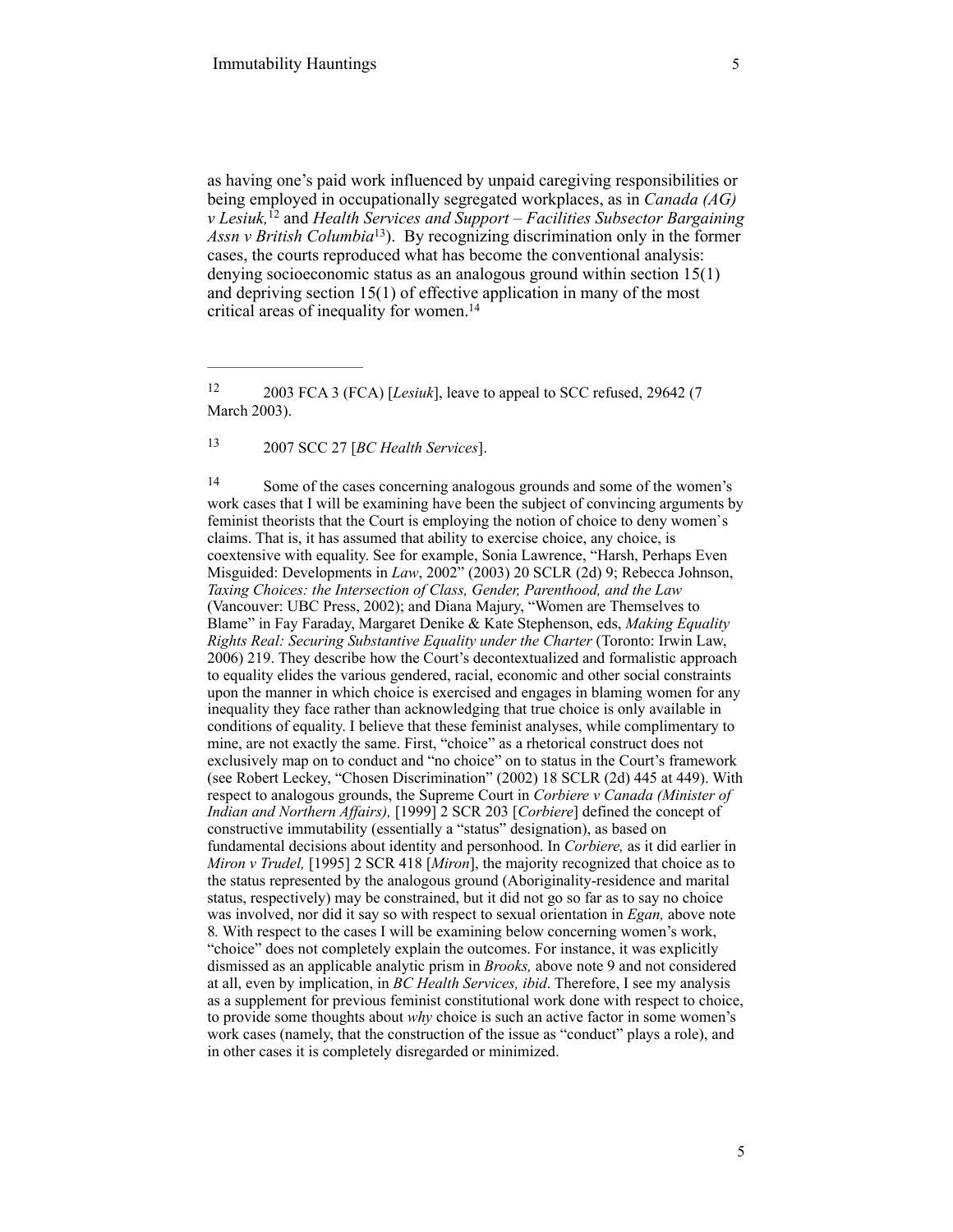as having one's paid work influenced by unpaid caregiving responsibilities or being employed in occupationally segregated workplaces, as in *Canada (AG) v Lesiuk,*[12] and *Health Services and Support – Facilities Subsector Bargaining Assn v British Columbia*[13]). By recognizing discrimination only in the former cases, the courts reproduced what has become the conventional analysis: denying socioeconomic status as an analogous ground within section 15(1) and depriving section 15(1) of effective application in many of the most critical areas of inequality for women.[14]

---

[12] 2003 FCA 3 (FCA) [*Lesiuk*], leave to appeal to SCC refused, 29642 (7 March 2003).

[13] 2007 SCC 27 [*BC Health Services*].

[14] Some of the cases concerning analogous grounds and some of the women's work cases that I will be examining have been the subject of convincing arguments by feminist theorists that the Court is employing the notion of choice to deny women`s claims. That is, it has assumed that ability to exercise choice, any choice, is coextensive with equality. See for example, Sonia Lawrence, "Harsh, Perhaps Even Misguided: Developments in *Law*, 2002" (2003) 20 SCLR (2d) 9; Rebecca Johnson, *Taxing Choices: the Intersection of Class, Gender, Parenthood, and the Law* (Vancouver: UBC Press, 2002); and Diana Majury, "Women are Themselves to Blame" in Fay Faraday, Margaret Denike & Kate Stephenson, eds, *Making Equality Rights Real: Securing Substantive Equality under the Charter* (Toronto: Irwin Law, 2006) 219. They describe how the Court's decontextualized and formalistic approach to equality elides the various gendered, racial, economic and other social constraints upon the manner in which choice is exercised and engages in blaming women for any inequality they face rather than acknowledging that true choice is only available in conditions of equality. I believe that these feminist analyses, while complimentary to mine, are not exactly the same. First, "choice" as a rhetorical construct does not exclusively map on to conduct and "no choice" on to status in the Court's framework (see Robert Leckey, "Chosen Discrimination" (2002) 18 SCLR (2d) 445 at 449). With respect to analogous grounds, the Supreme Court in *Corbiere v Canada (Minister of Indian and Northern Affairs),* [1999] 2 SCR 203 [*Corbiere*] defined the concept of constructive immutability (essentially a "status" designation), as based on fundamental decisions about identity and personhood. In *Corbiere,* as it did earlier in *Miron v Trudel,* [1995] 2 SCR 418 [*Miron*], the majority recognized that choice as to the status represented by the analogous ground (Aboriginality-residence and marital status, respectively) may be constrained, but it did not go so far as to say no choice was involved, nor did it say so with respect to sexual orientation in *Egan,* above note 8. With respect to the cases I will be examining below concerning women's work, "choice" does not completely explain the outcomes. For instance, it was explicitly dismissed as an applicable analytic prism in *Brooks,* above note 9 and not considered at all, even by implication, in *BC Health Services, ibid*. Therefore, I see my analysis as a supplement for previous feminist constitutional work done with respect to choice, to provide some thoughts about *why* choice is such an active factor in some women's work cases (namely, that the construction of the issue as "conduct" plays a role), and in other cases it is completely disregarded or minimized.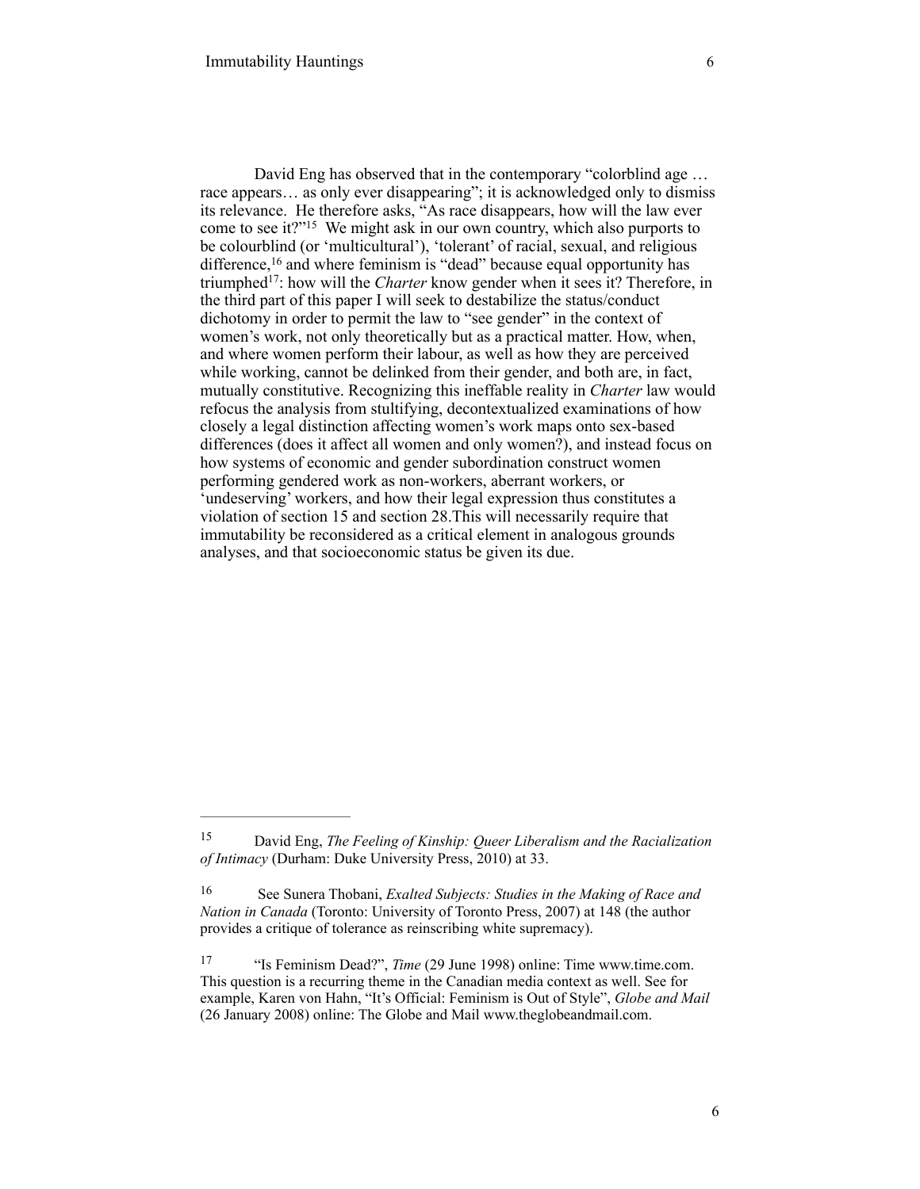David Eng has observed that in the contemporary "colorblind age … race appears… as only ever disappearing"; it is acknowledged only to dismiss its relevance. He therefore asks, "As race disappears, how will the law ever come to see it?"[15] We might ask in our own country, which also purports to be colourblind (or 'multicultural'), 'tolerant' of racial, sexual, and religious difference,[16] and where feminism is "dead" because equal opportunity has triumphed[17]: how will the *Charter* know gender when it sees it? Therefore, in the third part of this paper I will seek to destabilize the status/conduct dichotomy in order to permit the law to "see gender" in the context of women's work, not only theoretically but as a practical matter. How, when, and where women perform their labour, as well as how they are perceived while working, cannot be delinked from their gender, and both are, in fact, mutually constitutive. Recognizing this ineffable reality in *Charter* law would refocus the analysis from stultifying, decontextualized examinations of how closely a legal distinction affecting women's work maps onto sex-based differences (does it affect all women and only women?), and instead focus on how systems of economic and gender subordination construct women performing gendered work as non-workers, aberrant workers, or 'undeserving' workers, and how their legal expression thus constitutes a violation of section 15 and section 28.This will necessarily require that immutability be reconsidered as a critical element in analogous grounds analyses, and that socioeconomic status be given its due.

---

[15] David Eng, *The Feeling of Kinship: Queer Liberalism and the Racialization of Intimacy* (Durham: Duke University Press, 2010) at 33.

[16] See Sunera Thobani, *Exalted Subjects: Studies in the Making of Race and Nation in Canada* (Toronto: University of Toronto Press, 2007) at 148 (the author provides a critique of tolerance as reinscribing white supremacy).

[17] "Is Feminism Dead?", *Time* (29 June 1998) online: Time www.time.com. This question is a recurring theme in the Canadian media context as well. See for example, Karen von Hahn, "It's Official: Feminism is Out of Style", *Globe and Mail* (26 January 2008) online: The Globe and Mail www.theglobeandmail.com.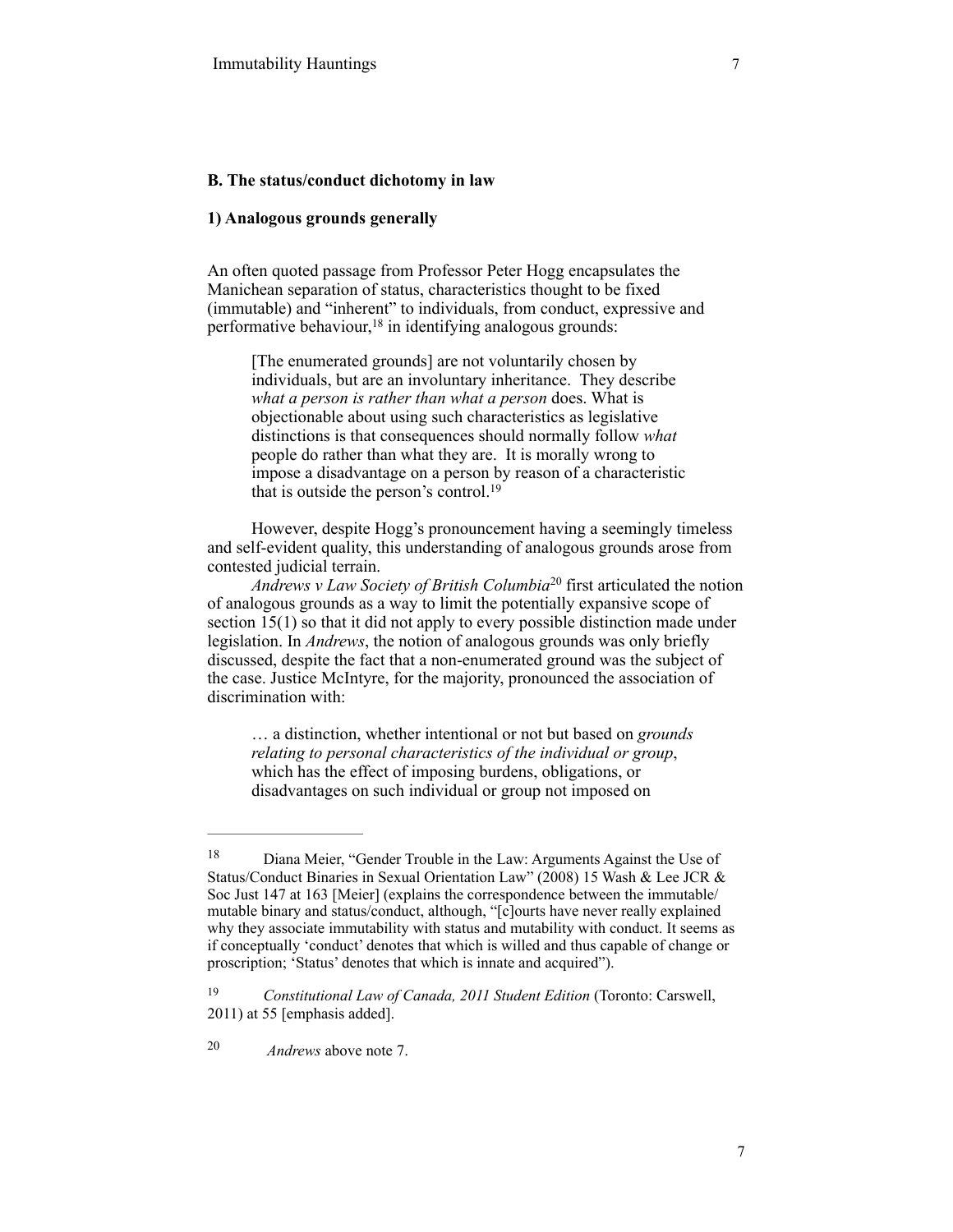### B. The status/conduct dichotomy in law

#### 1) Analogous grounds generally

An often quoted passage from Professor Peter Hogg encapsulates the Manichean separation of status, characteristics thought to be fixed (immutable) and "inherent" to individuals, from conduct, expressive and performative behaviour,[18] in identifying analogous grounds:

> [The enumerated grounds] are not voluntarily chosen by individuals, but are an involuntary inheritance. They describe *what a person is rather than what a person* does. What is objectionable about using such characteristics as legislative distinctions is that consequences should normally follow *what* people do rather than what they are. It is morally wrong to impose a disadvantage on a person by reason of a characteristic that is outside the person's control.[19]

However, despite Hogg's pronouncement having a seemingly timeless and self-evident quality, this understanding of analogous grounds arose from contested judicial terrain.

*Andrews v Law Society of British Columbia*[20] first articulated the notion of analogous grounds as a way to limit the potentially expansive scope of section 15(1) so that it did not apply to every possible distinction made under legislation. In *Andrews*, the notion of analogous grounds was only briefly discussed, despite the fact that a non-enumerated ground was the subject of the case. Justice McIntyre, for the majority, pronounced the association of discrimination with:

> … a distinction, whether intentional or not but based on *grounds relating to personal characteristics of the individual or group*, which has the effect of imposing burdens, obligations, or disadvantages on such individual or group not imposed on

---

[18] Diana Meier, "Gender Trouble in the Law: Arguments Against the Use of Status/Conduct Binaries in Sexual Orientation Law" (2008) 15 Wash & Lee JCR & Soc Just 147 at 163 [Meier] (explains the correspondence between the immutable/mutable binary and status/conduct, although, "[c]ourts have never really explained why they associate immutability with status and mutability with conduct. It seems as if conceptually 'conduct' denotes that which is willed and thus capable of change or proscription; 'Status' denotes that which is innate and acquired").

[19] *Constitutional Law of Canada, 2011 Student Edition* (Toronto: Carswell, 2011) at 55 [emphasis added].

[20] *Andrews* above note 7.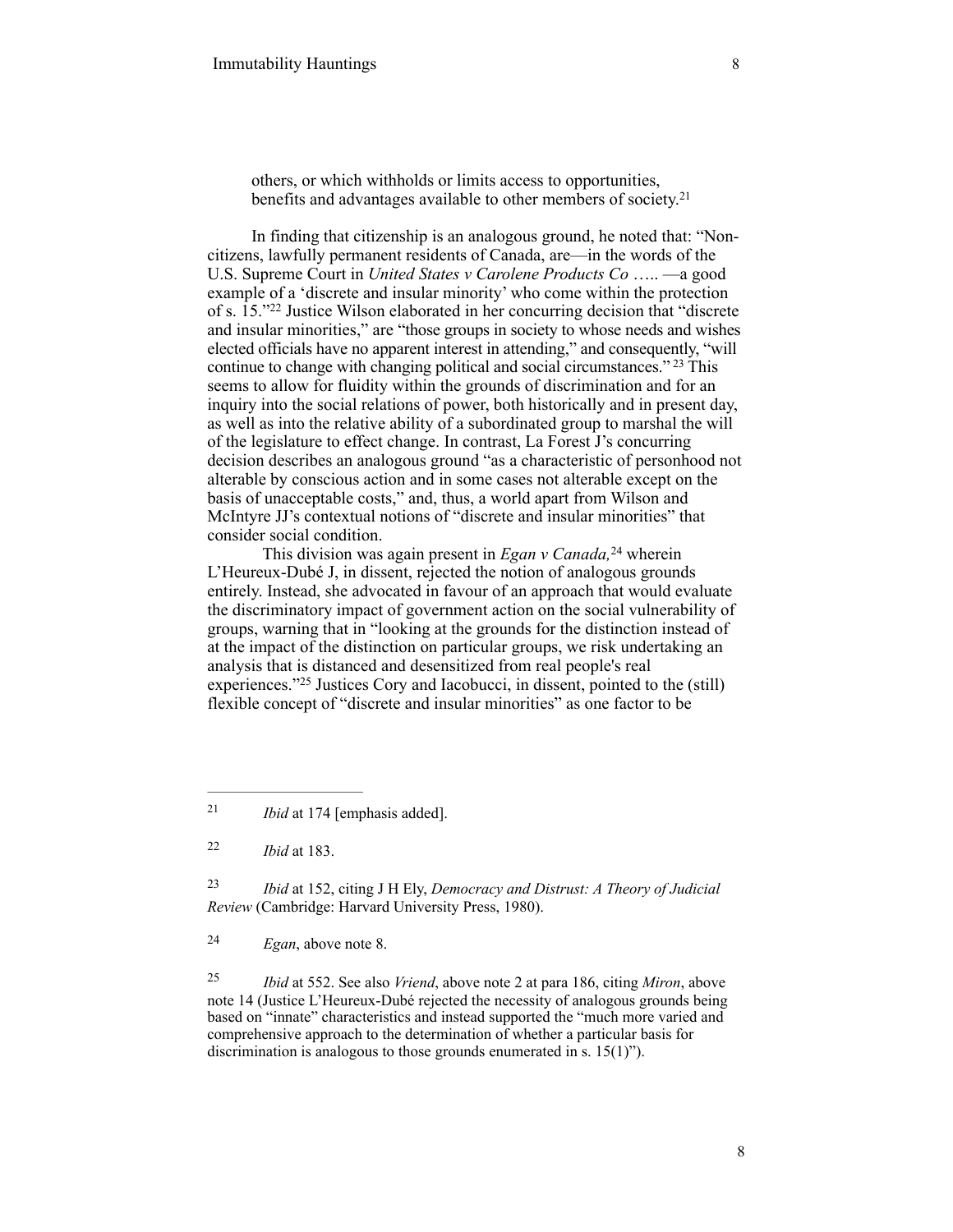> others, or which withholds or limits access to opportunities, benefits and advantages available to other members of society.[21]

In finding that citizenship is an analogous ground, he noted that: "Non-citizens, lawfully permanent residents of Canada, are—in the words of the U.S. Supreme Court in *United States v Carolene Products Co* ….. —a good example of a 'discrete and insular minority' who come within the protection of s. 15."[22] Justice Wilson elaborated in her concurring decision that "discrete and insular minorities," are "those groups in society to whose needs and wishes elected officials have no apparent interest in attending," and consequently, "will continue to change with changing political and social circumstances."[23] This seems to allow for fluidity within the grounds of discrimination and for an inquiry into the social relations of power, both historically and in present day, as well as into the relative ability of a subordinated group to marshal the will of the legislature to effect change. In contrast, La Forest J's concurring decision describes an analogous ground "as a characteristic of personhood not alterable by conscious action and in some cases not alterable except on the basis of unacceptable costs," and, thus, a world apart from Wilson and McIntyre JJ's contextual notions of "discrete and insular minorities" that consider social condition.

This division was again present in *Egan v Canada,*[24] wherein L'Heureux-Dubé J, in dissent, rejected the notion of analogous grounds entirely. Instead, she advocated in favour of an approach that would evaluate the discriminatory impact of government action on the social vulnerability of groups, warning that in "looking at the grounds for the distinction instead of at the impact of the distinction on particular groups, we risk undertaking an analysis that is distanced and desensitized from real people's real experiences."[25] Justices Cory and Iacobucci, in dissent, pointed to the (still) flexible concept of "discrete and insular minorities" as one factor to be

---

[21] *Ibid* at 174 [emphasis added].

[22] *Ibid* at 183.

[23] *Ibid* at 152, citing J H Ely, *Democracy and Distrust: A Theory of Judicial Review* (Cambridge: Harvard University Press, 1980).

[24] *Egan*, above note 8.

[25] *Ibid* at 552. See also *Vriend*, above note 2 at para 186, citing *Miron*, above note 14 (Justice L'Heureux-Dubé rejected the necessity of analogous grounds being based on "innate" characteristics and instead supported the "much more varied and comprehensive approach to the determination of whether a particular basis for discrimination is analogous to those grounds enumerated in s. 15(1)").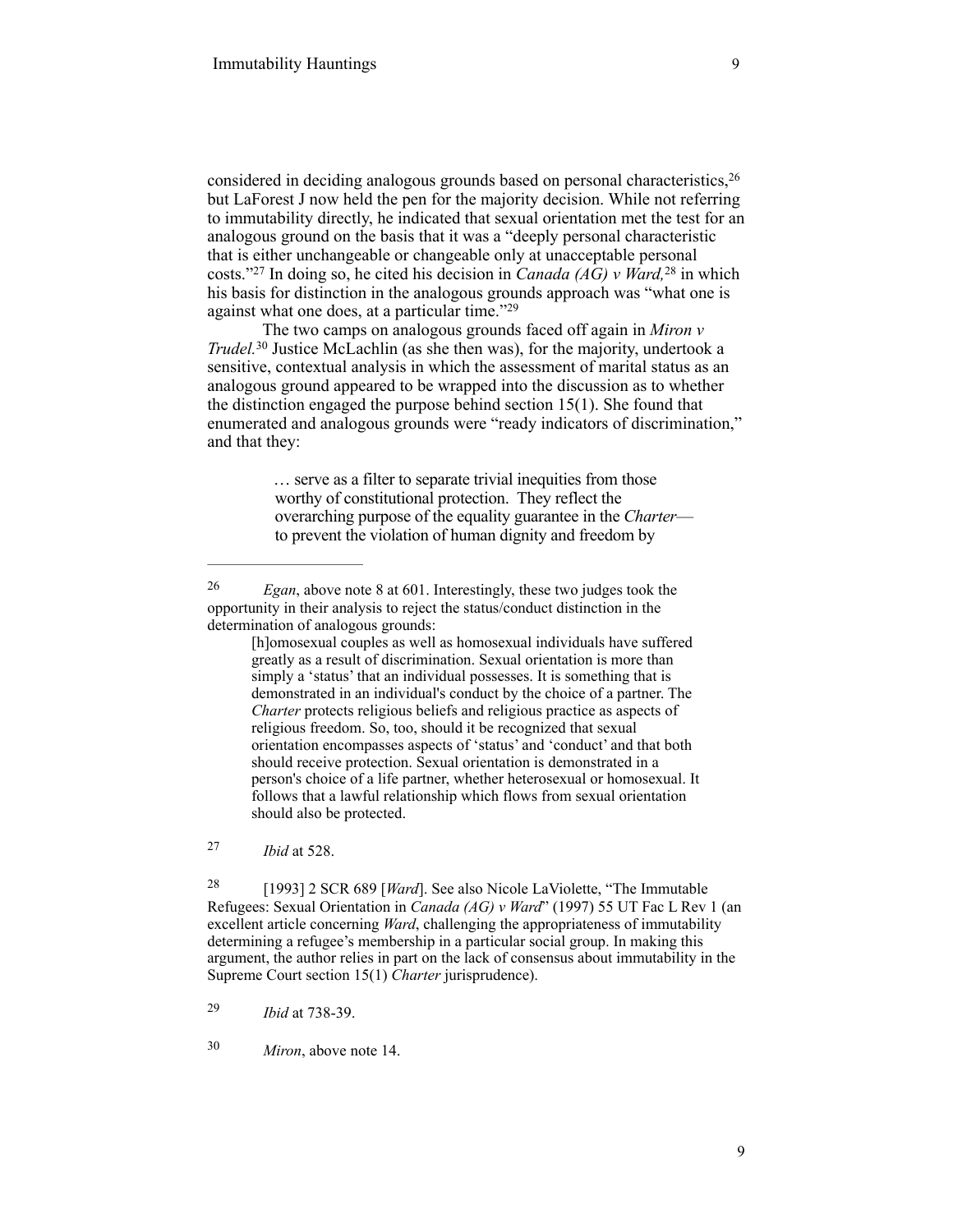considered in deciding analogous grounds based on personal characteristics,[26] but LaForest J now held the pen for the majority decision. While not referring to immutability directly, he indicated that sexual orientation met the test for an analogous ground on the basis that it was a "deeply personal characteristic that is either unchangeable or changeable only at unacceptable personal costs."[27] In doing so, he cited his decision in *Canada (AG) v Ward,*[28] in which his basis for distinction in the analogous grounds approach was "what one is against what one does, at a particular time."[29]

The two camps on analogous grounds faced off again in *Miron v Trudel.*[30] Justice McLachlin (as she then was), for the majority, undertook a sensitive, contextual analysis in which the assessment of marital status as an analogous ground appeared to be wrapped into the discussion as to whether the distinction engaged the purpose behind section 15(1). She found that enumerated and analogous grounds were "ready indicators of discrimination," and that they:

> … serve as a filter to separate trivial inequities from those worthy of constitutional protection. They reflect the overarching purpose of the equality guarantee in the *Charter*— to prevent the violation of human dignity and freedom by

---

[26] *Egan*, above note 8 at 601. Interestingly, these two judges took the opportunity in their analysis to reject the status/conduct distinction in the determination of analogous grounds:

> [h]omosexual couples as well as homosexual individuals have suffered greatly as a result of discrimination. Sexual orientation is more than simply a 'status' that an individual possesses. It is something that is demonstrated in an individual's conduct by the choice of a partner. The *Charter* protects religious beliefs and religious practice as aspects of religious freedom. So, too, should it be recognized that sexual orientation encompasses aspects of 'status' and 'conduct' and that both should receive protection. Sexual orientation is demonstrated in a person's choice of a life partner, whether heterosexual or homosexual. It follows that a lawful relationship which flows from sexual orientation should also be protected.

[27] *Ibid* at 528.

[28] [1993] 2 SCR 689 [*Ward*]. See also Nicole LaViolette, "The Immutable Refugees: Sexual Orientation in *Canada (AG) v Ward*" (1997) 55 UT Fac L Rev 1 (an excellent article concerning *Ward*, challenging the appropriateness of immutability determining a refugee's membership in a particular social group. In making this argument, the author relies in part on the lack of consensus about immutability in the Supreme Court section 15(1) *Charter* jurisprudence).

[29] *Ibid* at 738-39.

[30] *Miron*, above note 14.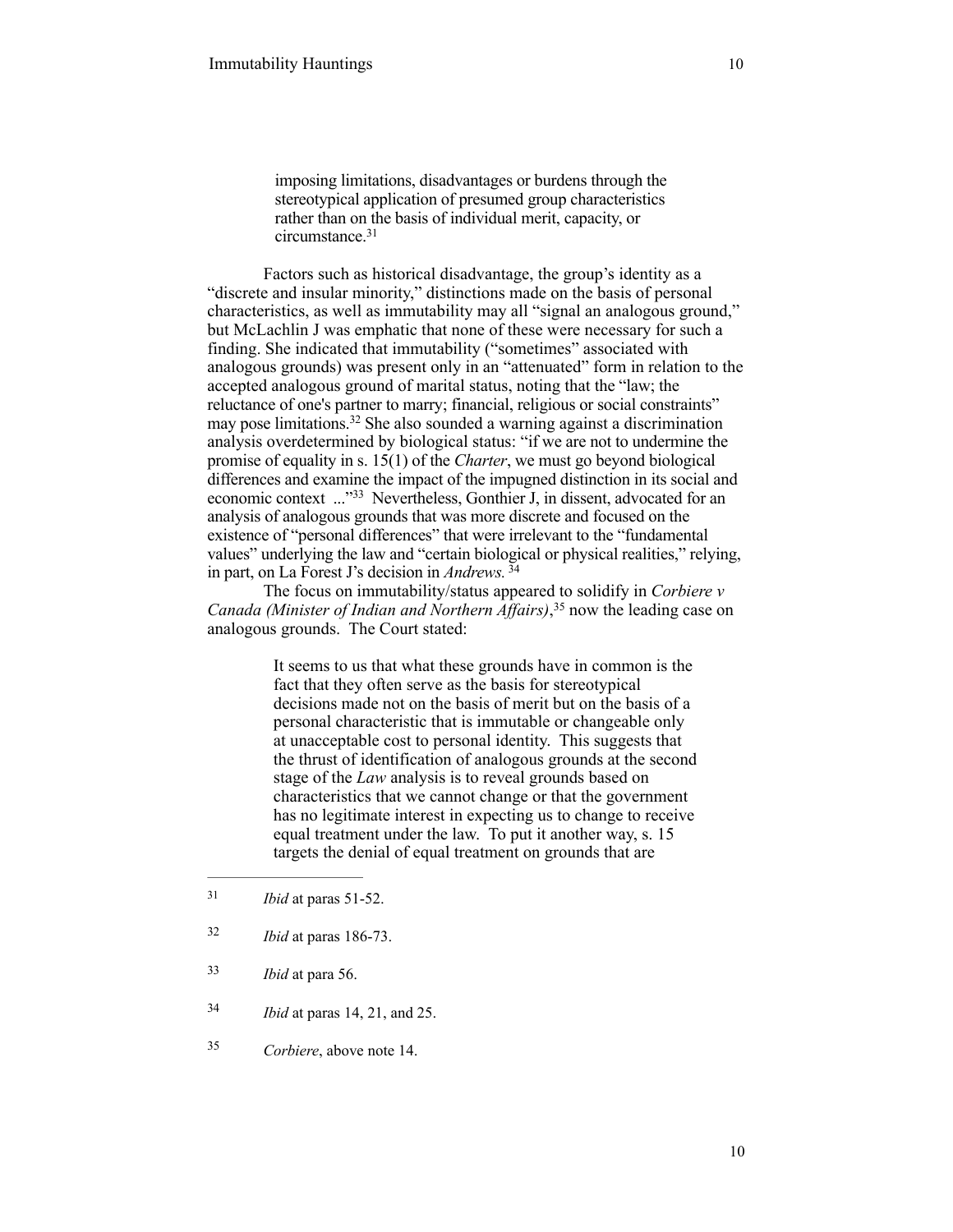> imposing limitations, disadvantages or burdens through the stereotypical application of presumed group characteristics rather than on the basis of individual merit, capacity, or circumstance.[31]

Factors such as historical disadvantage, the group's identity as a "discrete and insular minority," distinctions made on the basis of personal characteristics, as well as immutability may all "signal an analogous ground," but McLachlin J was emphatic that none of these were necessary for such a finding. She indicated that immutability ("sometimes" associated with analogous grounds) was present only in an "attenuated" form in relation to the accepted analogous ground of marital status, noting that the "law; the reluctance of one's partner to marry; financial, religious or social constraints" may pose limitations.[32] She also sounded a warning against a discrimination analysis overdetermined by biological status: "if we are not to undermine the promise of equality in s. 15(1) of the *Charter*, we must go beyond biological differences and examine the impact of the impugned distinction in its social and economic context ..."[33] Nevertheless, Gonthier J, in dissent, advocated for an analysis of analogous grounds that was more discrete and focused on the existence of "personal differences" that were irrelevant to the "fundamental values" underlying the law and "certain biological or physical realities," relying, in part, on La Forest J's decision in *Andrews.*[34]

The focus on immutability/status appeared to solidify in *Corbiere v Canada (Minister of Indian and Northern Affairs)*,[35] now the leading case on analogous grounds. The Court stated:

> It seems to us that what these grounds have in common is the fact that they often serve as the basis for stereotypical decisions made not on the basis of merit but on the basis of a personal characteristic that is immutable or changeable only at unacceptable cost to personal identity. This suggests that the thrust of identification of analogous grounds at the second stage of the *Law* analysis is to reveal grounds based on characteristics that we cannot change or that the government has no legitimate interest in expecting us to change to receive equal treatment under the law. To put it another way, s. 15 targets the denial of equal treatment on grounds that are

---

[31] *Ibid* at paras 51-52.

[32] *Ibid* at paras 186-73.

[33] *Ibid* at para 56.

[34] *Ibid* at paras 14, 21, and 25.

[35] *Corbiere*, above note 14.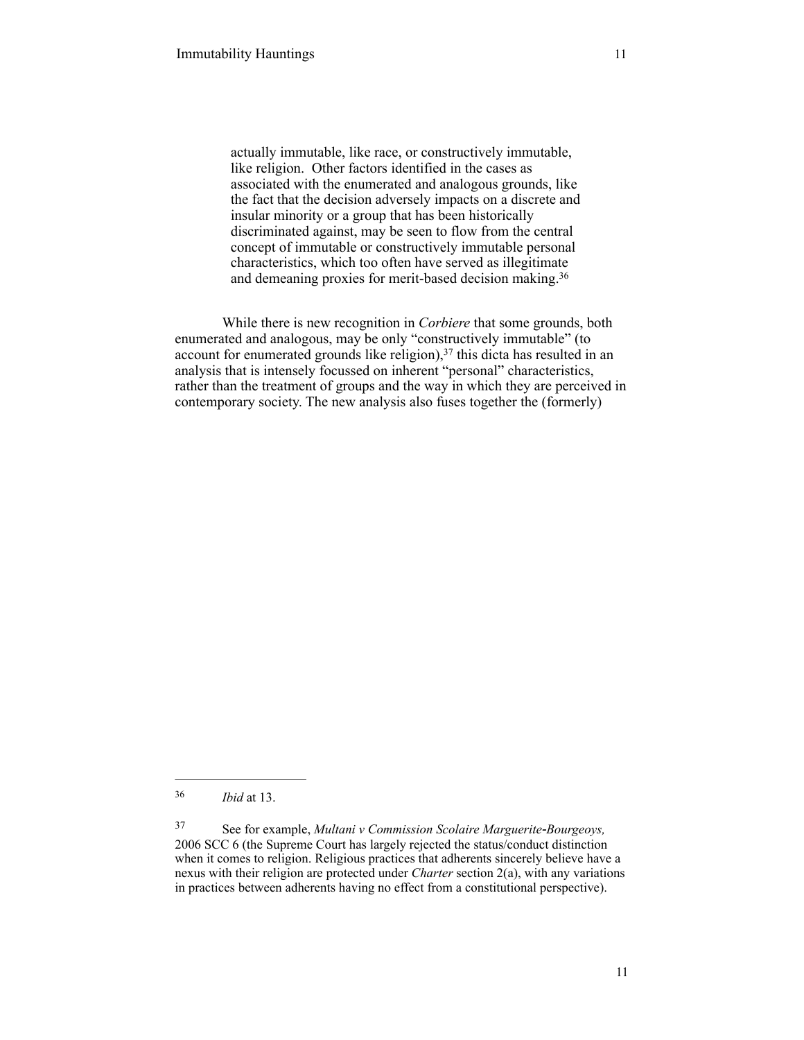> actually immutable, like race, or constructively immutable, like religion. Other factors identified in the cases as associated with the enumerated and analogous grounds, like the fact that the decision adversely impacts on a discrete and insular minority or a group that has been historically discriminated against, may be seen to flow from the central concept of immutable or constructively immutable personal characteristics, which too often have served as illegitimate and demeaning proxies for merit-based decision making.[36]

While there is new recognition in *Corbiere* that some grounds, both enumerated and analogous, may be only "constructively immutable" (to account for enumerated grounds like religion),[37] this dicta has resulted in an analysis that is intensely focussed on inherent "personal" characteristics, rather than the treatment of groups and the way in which they are perceived in contemporary society. The new analysis also fuses together the (formerly)

---

[36] *Ibid* at 13.

[37] See for example, *Multani v Commission Scolaire Marguerite-Bourgeoys,* 2006 SCC 6 (the Supreme Court has largely rejected the status/conduct distinction when it comes to religion. Religious practices that adherents sincerely believe have a nexus with their religion are protected under *Charter* section 2(a), with any variations in practices between adherents having no effect from a constitutional perspective).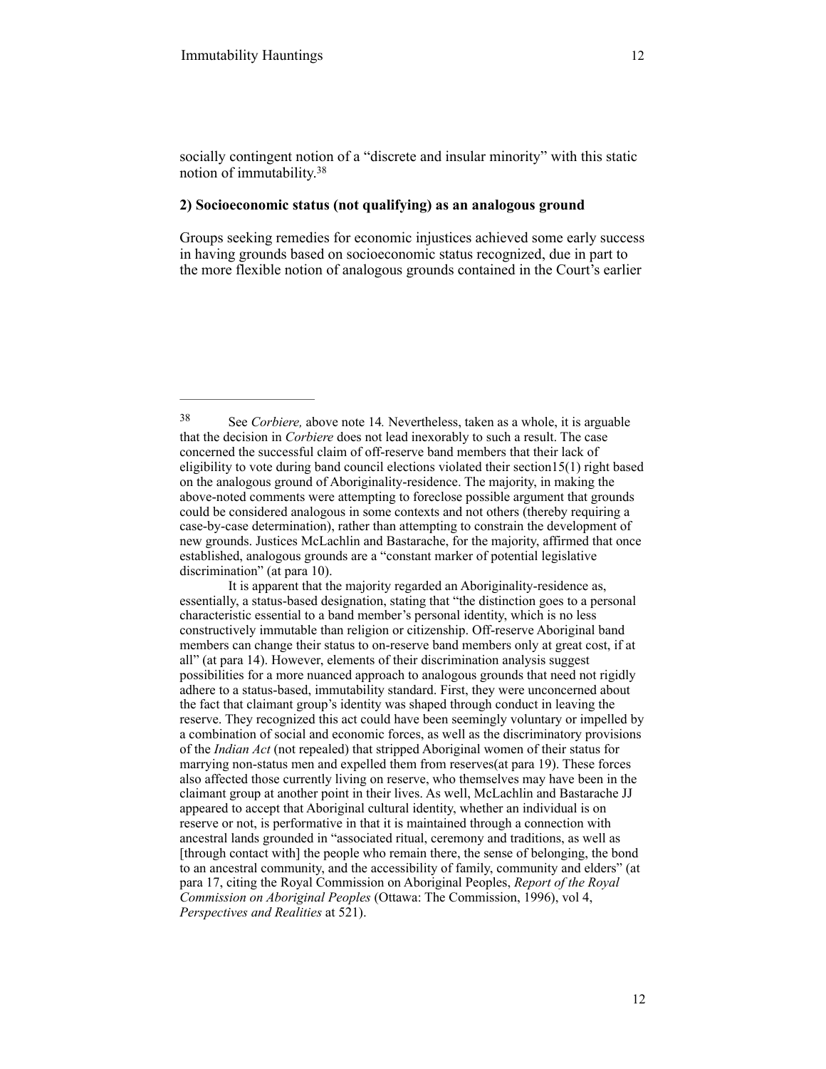socially contingent notion of a "discrete and insular minority" with this static notion of immutability.[38]

**2) Socioeconomic status (not qualifying) as an analogous ground**

Groups seeking remedies for economic injustices achieved some early success in having grounds based on socioeconomic status recognized, due in part to the more flexible notion of analogous grounds contained in the Court's earlier

---

[38] See *Corbiere,* above note 14*.* Nevertheless, taken as a whole, it is arguable that the decision in *Corbiere* does not lead inexorably to such a result. The case concerned the successful claim of off-reserve band members that their lack of eligibility to vote during band council elections violated their section15(1) right based on the analogous ground of Aboriginality-residence. The majority, in making the above-noted comments were attempting to foreclose possible argument that grounds could be considered analogous in some contexts and not others (thereby requiring a case-by-case determination), rather than attempting to constrain the development of new grounds. Justices McLachlin and Bastarache, for the majority, affirmed that once established, analogous grounds are a "constant marker of potential legislative discrimination" (at para 10).

It is apparent that the majority regarded an Aboriginality-residence as, essentially, a status-based designation, stating that "the distinction goes to a personal characteristic essential to a band member's personal identity, which is no less constructively immutable than religion or citizenship. Off-reserve Aboriginal band members can change their status to on-reserve band members only at great cost, if at all" (at para 14). However, elements of their discrimination analysis suggest possibilities for a more nuanced approach to analogous grounds that need not rigidly adhere to a status-based, immutability standard. First, they were unconcerned about the fact that claimant group's identity was shaped through conduct in leaving the reserve. They recognized this act could have been seemingly voluntary or impelled by a combination of social and economic forces, as well as the discriminatory provisions of the *Indian Act* (not repealed) that stripped Aboriginal women of their status for marrying non-status men and expelled them from reserves(at para 19). These forces also affected those currently living on reserve, who themselves may have been in the claimant group at another point in their lives. As well, McLachlin and Bastarache JJ appeared to accept that Aboriginal cultural identity, whether an individual is on reserve or not, is performative in that it is maintained through a connection with ancestral lands grounded in "associated ritual, ceremony and traditions, as well as [through contact with] the people who remain there, the sense of belonging, the bond to an ancestral community, and the accessibility of family, community and elders" (at para 17, citing the Royal Commission on Aboriginal Peoples, *Report of the Royal Commission on Aboriginal Peoples* (Ottawa: The Commission, 1996), vol 4, *Perspectives and Realities* at 521).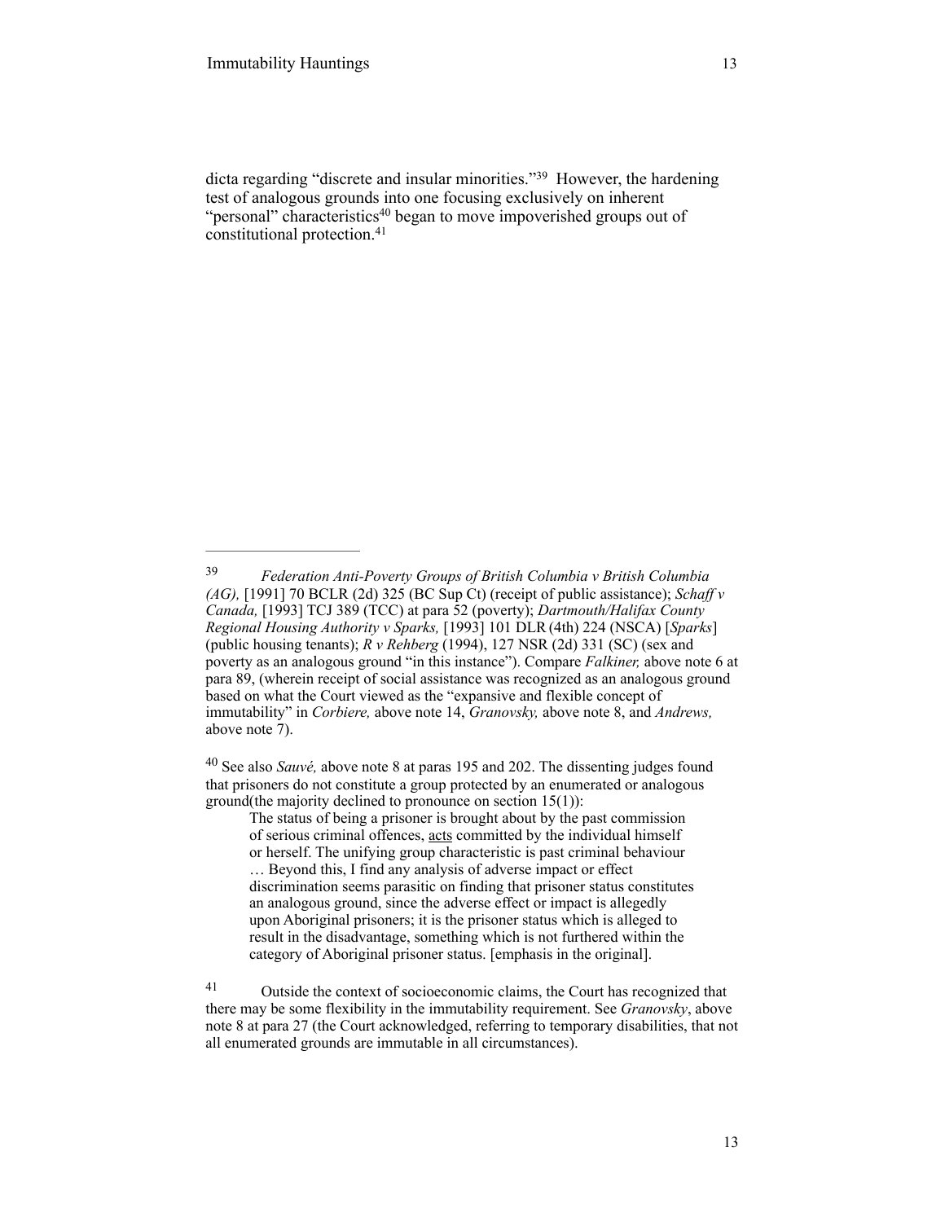dicta regarding "discrete and insular minorities."[39] However, the hardening test of analogous grounds into one focusing exclusively on inherent "personal" characteristics[40] began to move impoverished groups out of constitutional protection.[41]

---

[39] *Federation Anti-Poverty Groups of British Columbia v British Columbia (AG),* [1991] 70 BCLR (2d) 325 (BC Sup Ct) (receipt of public assistance); *Schaff v Canada,* [1993] TCJ 389 (TCC) at para 52 (poverty); *Dartmouth/Halifax County Regional Housing Authority v Sparks,* [1993] 101 DLR (4th) 224 (NSCA) [*Sparks*] (public housing tenants); *R v Rehberg* (1994), 127 NSR (2d) 331 (SC) (sex and poverty as an analogous ground "in this instance"). Compare *Falkiner,* above note 6 at para 89, (wherein receipt of social assistance was recognized as an analogous ground based on what the Court viewed as the "expansive and flexible concept of immutability" in *Corbiere,* above note 14, *Granovsky,* above note 8, and *Andrews,* above note 7).

[40] See also *Sauvé,* above note 8 at paras 195 and 202. The dissenting judges found that prisoners do not constitute a group protected by an enumerated or analogous ground(the majority declined to pronounce on section 15(1)):

> The status of being a prisoner is brought about by the past commission of serious criminal offences, <u>acts</u> committed by the individual himself or herself. The unifying group characteristic is past criminal behaviour … Beyond this, I find any analysis of adverse impact or effect discrimination seems parasitic on finding that prisoner status constitutes an analogous ground, since the adverse effect or impact is allegedly upon Aboriginal prisoners; it is the prisoner status which is alleged to result in the disadvantage, something which is not furthered within the category of Aboriginal prisoner status. [emphasis in the original].

[41] Outside the context of socioeconomic claims, the Court has recognized that there may be some flexibility in the immutability requirement. See *Granovsky*, above note 8 at para 27 (the Court acknowledged, referring to temporary disabilities, that not all enumerated grounds are immutable in all circumstances).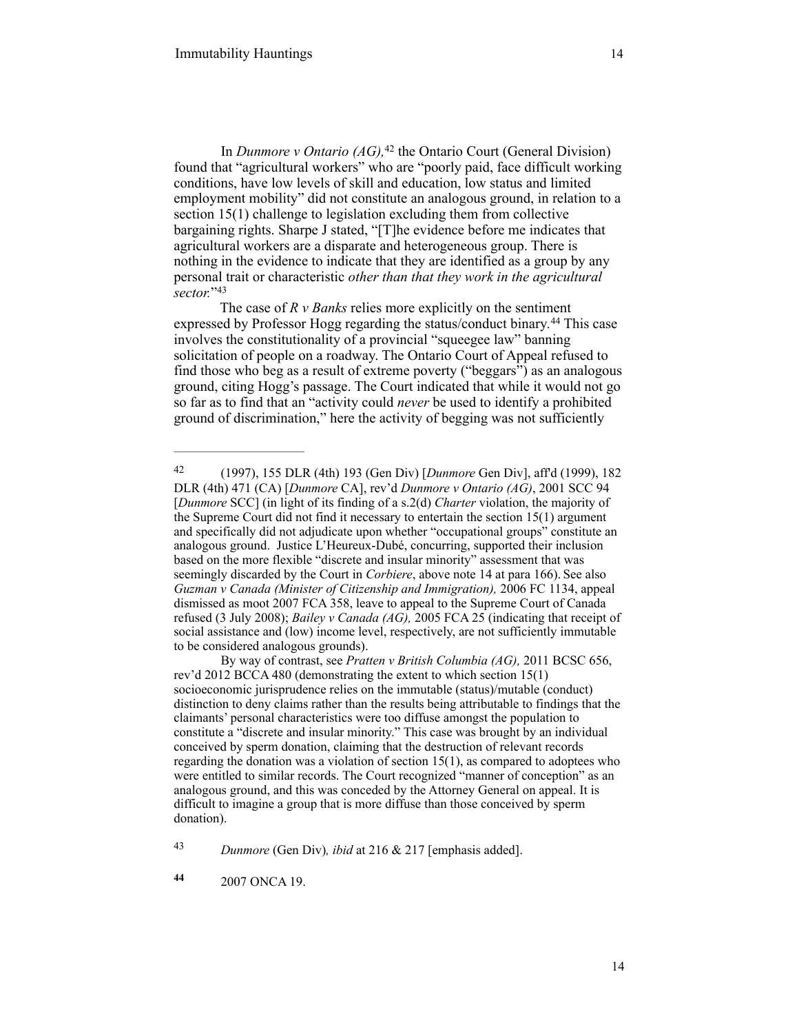In *Dunmore v Ontario (AG),*[42] the Ontario Court (General Division) found that "agricultural workers" who are "poorly paid, face difficult working conditions, have low levels of skill and education, low status and limited employment mobility" did not constitute an analogous ground, in relation to a section 15(1) challenge to legislation excluding them from collective bargaining rights. Sharpe J stated, "[T]he evidence before me indicates that agricultural workers are a disparate and heterogeneous group. There is nothing in the evidence to indicate that they are identified as a group by any personal trait or characteristic *other than that they work in the agricultural sector.*"[43]

The case of *R v Banks* relies more explicitly on the sentiment expressed by Professor Hogg regarding the status/conduct binary.[44] This case involves the constitutionality of a provincial "squeegee law" banning solicitation of people on a roadway. The Ontario Court of Appeal refused to find those who beg as a result of extreme poverty ("beggars") as an analogous ground, citing Hogg's passage. The Court indicated that while it would not go so far as to find that an "activity could *never* be used to identify a prohibited ground of discrimination," here the activity of begging was not sufficiently

---

42 (1997), 155 DLR (4th) 193 (Gen Div) [*Dunmore* Gen Div], aff'd (1999), 182 DLR (4th) 471 (CA) [*Dunmore* CA], rev'd *Dunmore v Ontario (AG)*, 2001 SCC 94 [*Dunmore* SCC] (in light of its finding of a s.2(d) *Charter* violation, the majority of the Supreme Court did not find it necessary to entertain the section 15(1) argument and specifically did not adjudicate upon whether "occupational groups" constitute an analogous ground. Justice L'Heureux-Dubé, concurring, supported their inclusion based on the more flexible "discrete and insular minority" assessment that was seemingly discarded by the Court in *Corbiere*, above note 14 at para 166). See also *Guzman v Canada (Minister of Citizenship and Immigration),* 2006 FC 1134, appeal dismissed as moot 2007 FCA 358, leave to appeal to the Supreme Court of Canada refused (3 July 2008); *Bailey v Canada (AG),* 2005 FCA 25 (indicating that receipt of social assistance and (low) income level, respectively, are not sufficiently immutable to be considered analogous grounds).

By way of contrast, see *Pratten v British Columbia (AG),* 2011 BCSC 656, rev'd 2012 BCCA 480 (demonstrating the extent to which section 15(1) socioeconomic jurisprudence relies on the immutable (status)/mutable (conduct) distinction to deny claims rather than the results being attributable to findings that the claimants' personal characteristics were too diffuse amongst the population to constitute a "discrete and insular minority." This case was brought by an individual conceived by sperm donation, claiming that the destruction of relevant records regarding the donation was a violation of section 15(1), as compared to adoptees who were entitled to similar records. The Court recognized "manner of conception" as an analogous ground, and this was conceded by the Attorney General on appeal. It is difficult to imagine a group that is more diffuse than those conceived by sperm donation).

43 *Dunmore* (Gen Div)*, ibid* at 216 & 217 [emphasis added].

44 2007 ONCA 19.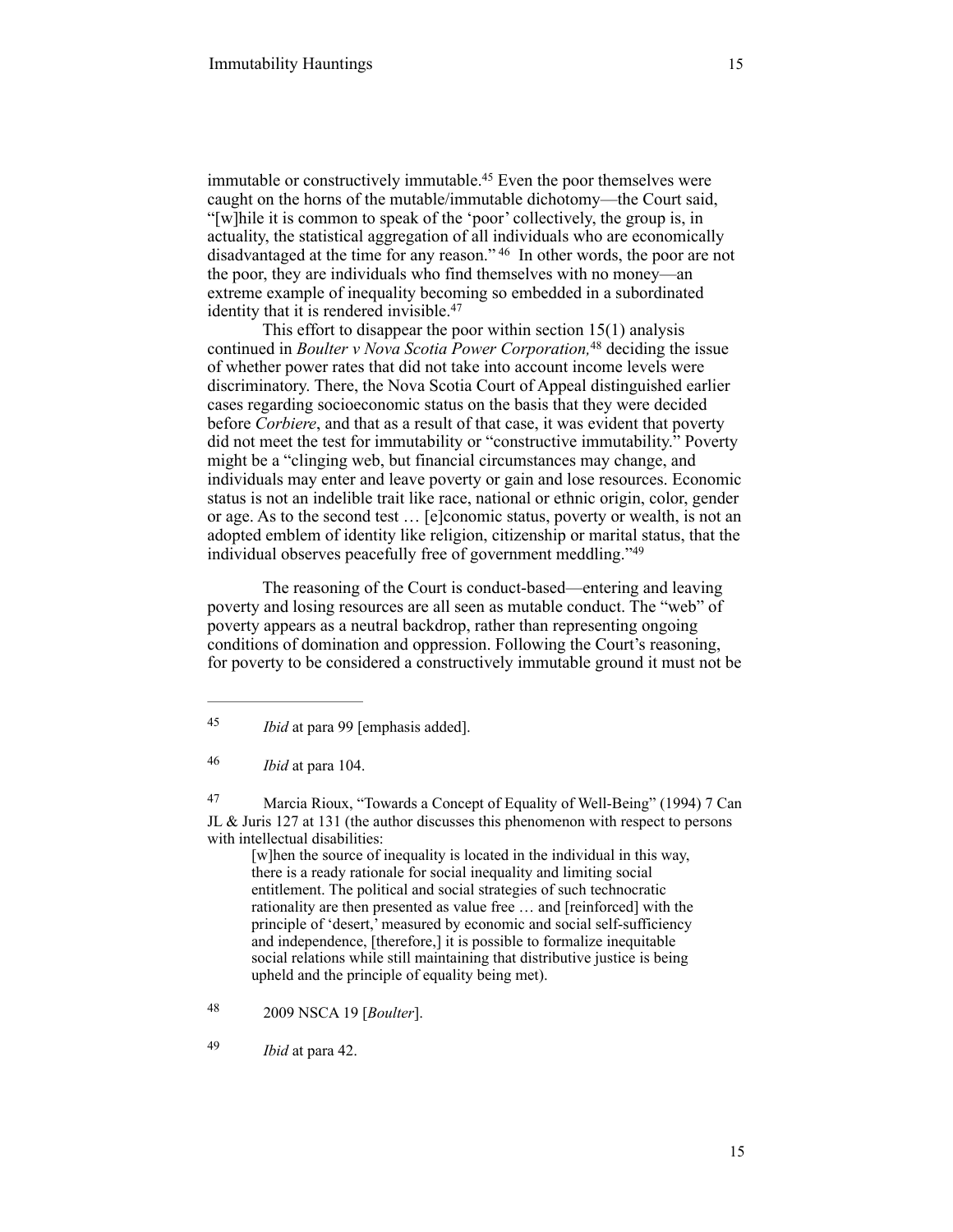immutable or constructively immutable.[45] Even the poor themselves were caught on the horns of the mutable/immutable dichotomy—the Court said, "[w]hile it is common to speak of the 'poor' collectively, the group is, in actuality, the statistical aggregation of all individuals who are economically disadvantaged at the time for any reason." [46] In other words, the poor are not the poor, they are individuals who find themselves with no money—an extreme example of inequality becoming so embedded in a subordinated identity that it is rendered invisible.[47]

This effort to disappear the poor within section 15(1) analysis continued in *Boulter v Nova Scotia Power Corporation,*[48] deciding the issue of whether power rates that did not take into account income levels were discriminatory. There, the Nova Scotia Court of Appeal distinguished earlier cases regarding socioeconomic status on the basis that they were decided before *Corbiere*, and that as a result of that case, it was evident that poverty did not meet the test for immutability or "constructive immutability." Poverty might be a "clinging web, but financial circumstances may change, and individuals may enter and leave poverty or gain and lose resources. Economic status is not an indelible trait like race, national or ethnic origin, color, gender or age. As to the second test … [e]conomic status, poverty or wealth, is not an adopted emblem of identity like religion, citizenship or marital status, that the individual observes peacefully free of government meddling."[49]

The reasoning of the Court is conduct-based—entering and leaving poverty and losing resources are all seen as mutable conduct. The "web" of poverty appears as a neutral backdrop, rather than representing ongoing conditions of domination and oppression. Following the Court's reasoning, for poverty to be considered a constructively immutable ground it must not be

---

[45] *Ibid* at para 99 [emphasis added].

[46] *Ibid* at para 104.

[47] Marcia Rioux, "Towards a Concept of Equality of Well-Being" (1994) 7 Can JL & Juris 127 at 131 (the author discusses this phenomenon with respect to persons with intellectual disabilities:

> [w]hen the source of inequality is located in the individual in this way, there is a ready rationale for social inequality and limiting social entitlement. The political and social strategies of such technocratic rationality are then presented as value free … and [reinforced] with the principle of 'desert,' measured by economic and social self-sufficiency and independence, [therefore,] it is possible to formalize inequitable social relations while still maintaining that distributive justice is being upheld and the principle of equality being met).

[48] 2009 NSCA 19 [*Boulter*].

[49] *Ibid* at para 42.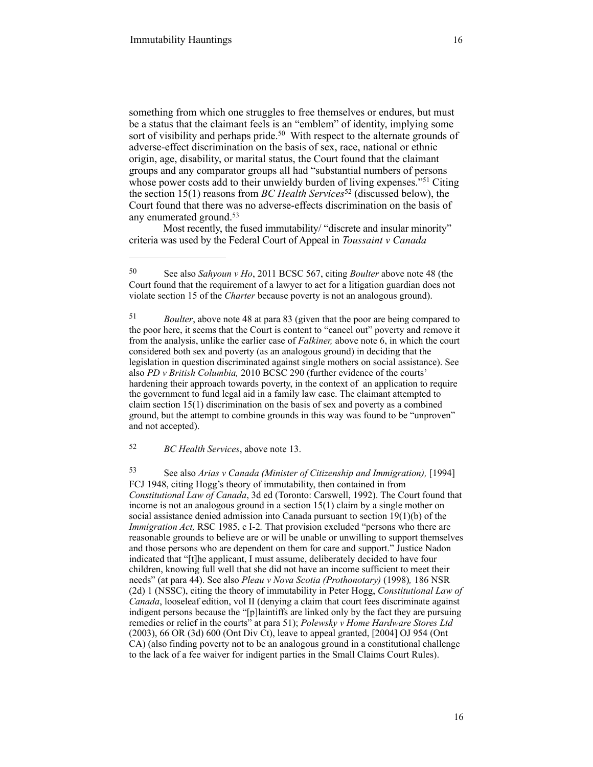something from which one struggles to free themselves or endures, but must be a status that the claimant feels is an "emblem" of identity, implying some sort of visibility and perhaps pride.[50] With respect to the alternate grounds of adverse-effect discrimination on the basis of sex, race, national or ethnic origin, age, disability, or marital status, the Court found that the claimant groups and any comparator groups all had "substantial numbers of persons whose power costs add to their unwieldy burden of living expenses."[51] Citing the section 15(1) reasons from *BC Health Services*[52] (discussed below), the Court found that there was no adverse-effects discrimination on the basis of any enumerated ground.[53]

Most recently, the fused immutability/ "discrete and insular minority" criteria was used by the Federal Court of Appeal in *Toussaint v Canada*

---

[50] See also *Sahyoun v Ho*, 2011 BCSC 567, citing *Boulter* above note 48 (the Court found that the requirement of a lawyer to act for a litigation guardian does not violate section 15 of the *Charter* because poverty is not an analogous ground).

[51] *Boulter*, above note 48 at para 83 (given that the poor are being compared to the poor here, it seems that the Court is content to "cancel out" poverty and remove it from the analysis, unlike the earlier case of *Falkiner,* above note 6, in which the court considered both sex and poverty (as an analogous ground) in deciding that the legislation in question discriminated against single mothers on social assistance). See also *PD v British Columbia,* 2010 BCSC 290 (further evidence of the courts' hardening their approach towards poverty, in the context of an application to require the government to fund legal aid in a family law case. The claimant attempted to claim section 15(1) discrimination on the basis of sex and poverty as a combined ground, but the attempt to combine grounds in this way was found to be "unproven" and not accepted).

[52] *BC Health Services*, above note 13.

[53] See also *Arias v Canada (Minister of Citizenship and Immigration),* [1994] FCJ 1948, citing Hogg's theory of immutability, then contained in from *Constitutional Law of Canada*, 3d ed (Toronto: Carswell, 1992). The Court found that income is not an analogous ground in a section 15(1) claim by a single mother on social assistance denied admission into Canada pursuant to section 19(1)(b) of the *Immigration Act,* RSC 1985, c I-2*.* That provision excluded "persons who there are reasonable grounds to believe are or will be unable or unwilling to support themselves and those persons who are dependent on them for care and support." Justice Nadon indicated that "[t]he applicant, I must assume, deliberately decided to have four children, knowing full well that she did not have an income sufficient to meet their needs" (at para 44). See also *Pleau v Nova Scotia (Prothonotary)* (1998)*,* 186 NSR (2d) 1 (NSSC), citing the theory of immutability in Peter Hogg, *Constitutional Law of Canada*, looseleaf edition, vol II (denying a claim that court fees discriminate against indigent persons because the "[p]laintiffs are linked only by the fact they are pursuing remedies or relief in the courts" at para 51); *Polewsky v Home Hardware Stores Ltd* (2003), 66 OR (3d) 600 (Ont Div Ct), leave to appeal granted, [2004] OJ 954 (Ont CA) (also finding poverty not to be an analogous ground in a constitutional challenge to the lack of a fee waiver for indigent parties in the Small Claims Court Rules).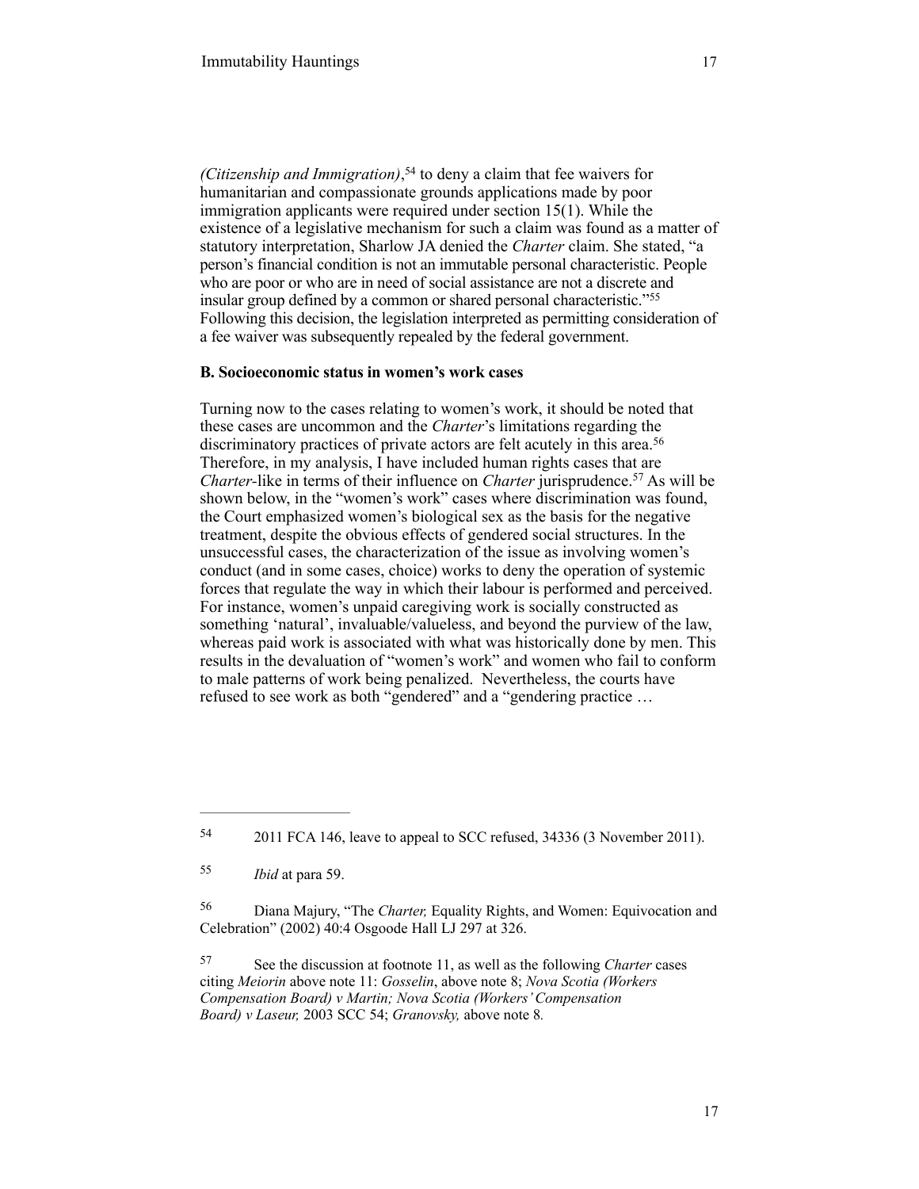*(Citizenship and Immigration)*,[54] to deny a claim that fee waivers for humanitarian and compassionate grounds applications made by poor immigration applicants were required under section 15(1). While the existence of a legislative mechanism for such a claim was found as a matter of statutory interpretation, Sharlow JA denied the *Charter* claim. She stated, "a person's financial condition is not an immutable personal characteristic. People who are poor or who are in need of social assistance are not a discrete and insular group defined by a common or shared personal characteristic."[55] Following this decision, the legislation interpreted as permitting consideration of a fee waiver was subsequently repealed by the federal government.

**B. Socioeconomic status in women's work cases**

Turning now to the cases relating to women's work, it should be noted that these cases are uncommon and the *Charter*'s limitations regarding the discriminatory practices of private actors are felt acutely in this area.[56] Therefore, in my analysis, I have included human rights cases that are *Charter*-like in terms of their influence on *Charter* jurisprudence.[57] As will be shown below, in the "women's work" cases where discrimination was found, the Court emphasized women's biological sex as the basis for the negative treatment, despite the obvious effects of gendered social structures. In the unsuccessful cases, the characterization of the issue as involving women's conduct (and in some cases, choice) works to deny the operation of systemic forces that regulate the way in which their labour is performed and perceived. For instance, women's unpaid caregiving work is socially constructed as something 'natural', invaluable/valueless, and beyond the purview of the law, whereas paid work is associated with what was historically done by men. This results in the devaluation of "women's work" and women who fail to conform to male patterns of work being penalized. Nevertheless, the courts have refused to see work as both "gendered" and a "gendering practice …

---

[54] 2011 FCA 146, leave to appeal to SCC refused, 34336 (3 November 2011).

[55] *Ibid* at para 59.

[56] Diana Majury, "The *Charter,* Equality Rights, and Women: Equivocation and Celebration" (2002) 40:4 Osgoode Hall LJ 297 at 326.

[57] See the discussion at footnote 11, as well as the following *Charter* cases citing *Meiorin* above note 11: *Gosselin*, above note 8; *Nova Scotia (Workers Compensation Board) v Martin; Nova Scotia (Workers' Compensation Board) v Laseur,* 2003 SCC 54; *Granovsky,* above note 8.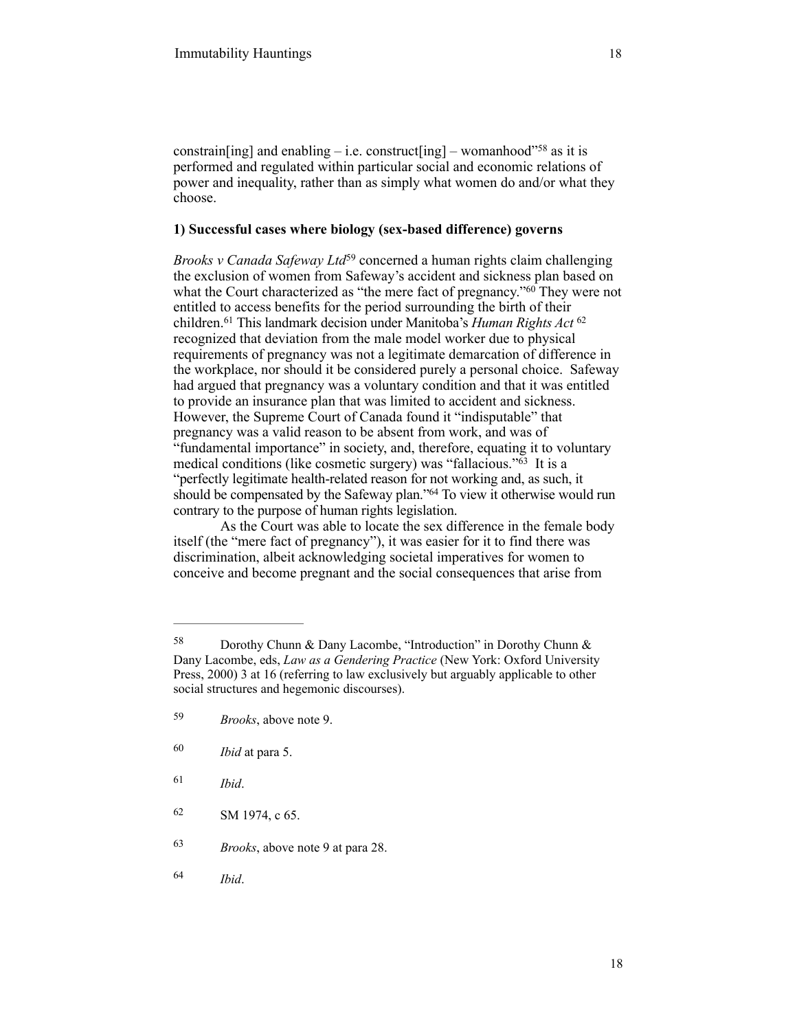constrain[ing] and enabling – i.e. construct[ing] – womanhood"[58] as it is performed and regulated within particular social and economic relations of power and inequality, rather than as simply what women do and/or what they choose.

**1) Successful cases where biology (sex-based difference) governs**

*Brooks v Canada Safeway Ltd*[59] concerned a human rights claim challenging the exclusion of women from Safeway's accident and sickness plan based on what the Court characterized as "the mere fact of pregnancy."[60] They were not entitled to access benefits for the period surrounding the birth of their children.[61] This landmark decision under Manitoba's *Human Rights Act*[62] recognized that deviation from the male model worker due to physical requirements of pregnancy was not a legitimate demarcation of difference in the workplace, nor should it be considered purely a personal choice. Safeway had argued that pregnancy was a voluntary condition and that it was entitled to provide an insurance plan that was limited to accident and sickness. However, the Supreme Court of Canada found it "indisputable" that pregnancy was a valid reason to be absent from work, and was of "fundamental importance" in society, and, therefore, equating it to voluntary medical conditions (like cosmetic surgery) was "fallacious."[63] It is a "perfectly legitimate health-related reason for not working and, as such, it should be compensated by the Safeway plan."[64] To view it otherwise would run contrary to the purpose of human rights legislation.

As the Court was able to locate the sex difference in the female body itself (the "mere fact of pregnancy"), it was easier for it to find there was discrimination, albeit acknowledging societal imperatives for women to conceive and become pregnant and the social consequences that arise from

---

[58] Dorothy Chunn & Dany Lacombe, "Introduction" in Dorothy Chunn & Dany Lacombe, eds, *Law as a Gendering Practice* (New York: Oxford University Press, 2000) 3 at 16 (referring to law exclusively but arguably applicable to other social structures and hegemonic discourses).

[59] *Brooks*, above note 9.

[60] *Ibid* at para 5.

[61] *Ibid*.

[62] SM 1974, c 65.

[63] *Brooks*, above note 9 at para 28.

[64] *Ibid*.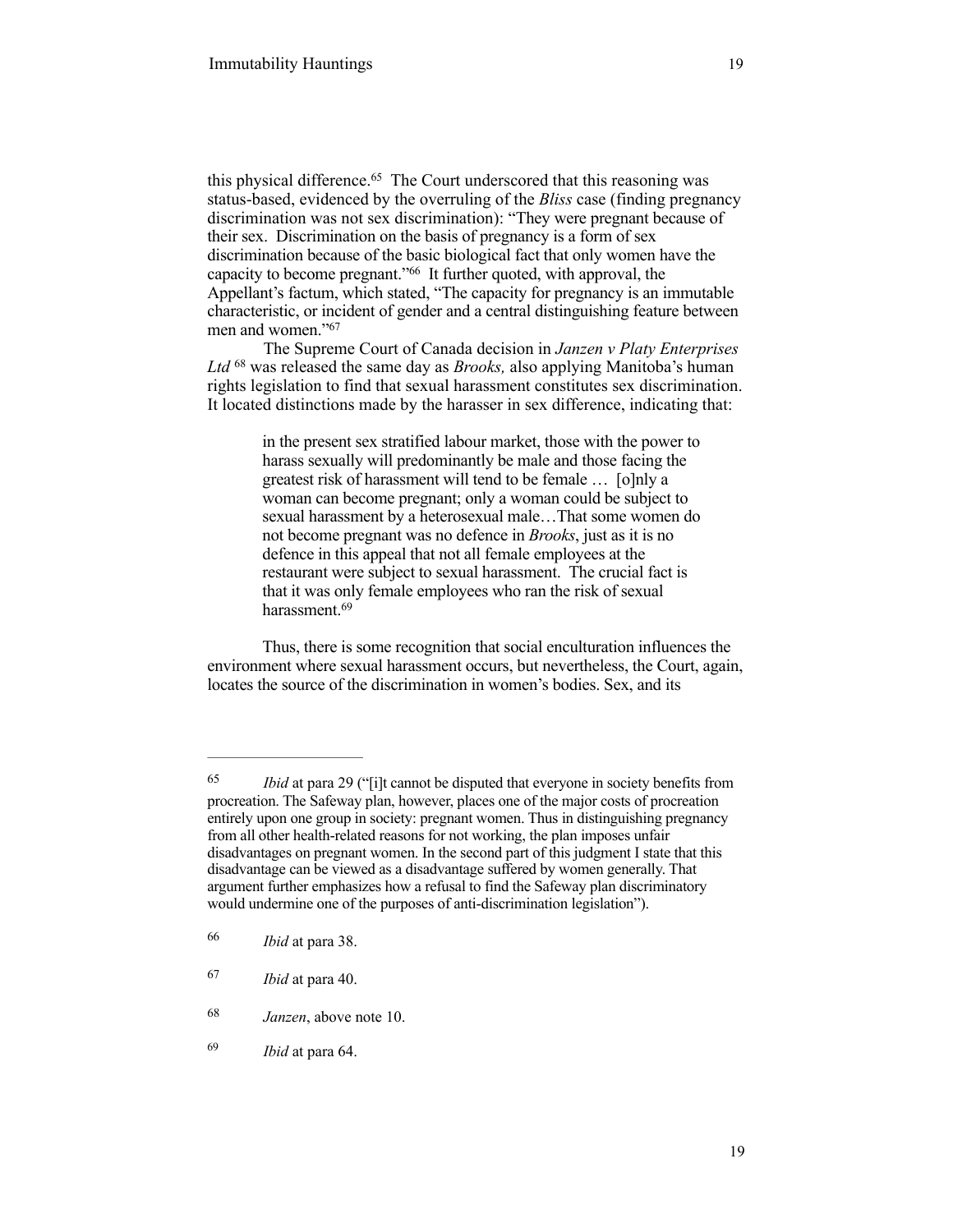this physical difference.[65] The Court underscored that this reasoning was status-based, evidenced by the overruling of the *Bliss* case (finding pregnancy discrimination was not sex discrimination): "They were pregnant because of their sex. Discrimination on the basis of pregnancy is a form of sex discrimination because of the basic biological fact that only women have the capacity to become pregnant."[66] It further quoted, with approval, the Appellant's factum, which stated, "The capacity for pregnancy is an immutable characteristic, or incident of gender and a central distinguishing feature between men and women."[67]

The Supreme Court of Canada decision in *Janzen v Platy Enterprises Ltd*[68] was released the same day as *Brooks,* also applying Manitoba's human rights legislation to find that sexual harassment constitutes sex discrimination. It located distinctions made by the harasser in sex difference, indicating that:

> in the present sex stratified labour market, those with the power to harass sexually will predominantly be male and those facing the greatest risk of harassment will tend to be female … [o]nly a woman can become pregnant; only a woman could be subject to sexual harassment by a heterosexual male…That some women do not become pregnant was no defence in *Brooks*, just as it is no defence in this appeal that not all female employees at the restaurant were subject to sexual harassment. The crucial fact is that it was only female employees who ran the risk of sexual harassment.[69]

Thus, there is some recognition that social enculturation influences the environment where sexual harassment occurs, but nevertheless, the Court, again, locates the source of the discrimination in women's bodies. Sex, and its

---

[65] *Ibid* at para 29 ("[i]t cannot be disputed that everyone in society benefits from procreation. The Safeway plan, however, places one of the major costs of procreation entirely upon one group in society: pregnant women. Thus in distinguishing pregnancy from all other health-related reasons for not working, the plan imposes unfair disadvantages on pregnant women. In the second part of this judgment I state that this disadvantage can be viewed as a disadvantage suffered by women generally. That argument further emphasizes how a refusal to find the Safeway plan discriminatory would undermine one of the purposes of anti-discrimination legislation").

[66] *Ibid* at para 38.

[67] *Ibid* at para 40.

[68] *Janzen*, above note 10.

[69] *Ibid* at para 64.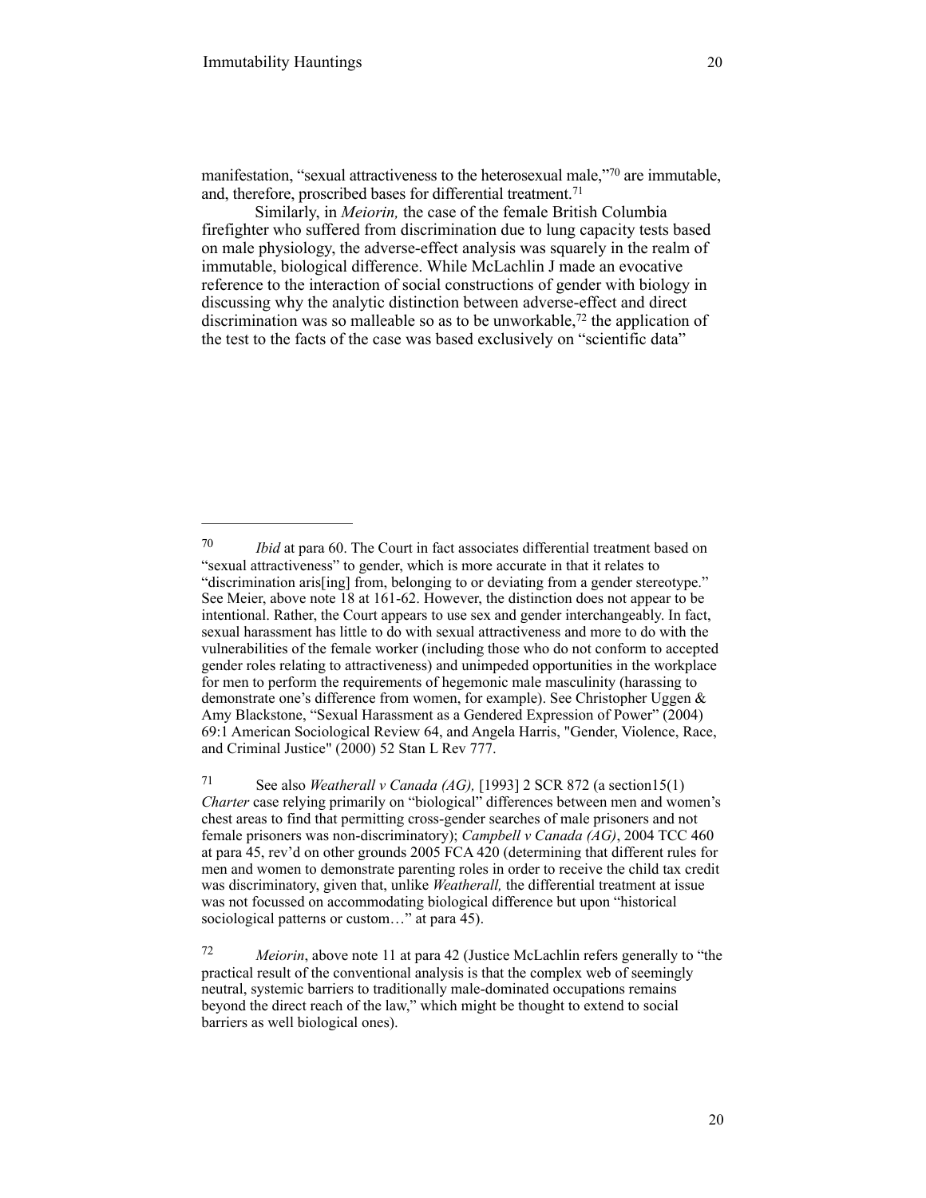manifestation, "sexual attractiveness to the heterosexual male,"[70] are immutable, and, therefore, proscribed bases for differential treatment.[71]

Similarly, in *Meiorin,* the case of the female British Columbia firefighter who suffered from discrimination due to lung capacity tests based on male physiology, the adverse-effect analysis was squarely in the realm of immutable, biological difference. While McLachlin J made an evocative reference to the interaction of social constructions of gender with biology in discussing why the analytic distinction between adverse-effect and direct discrimination was so malleable so as to be unworkable,[72] the application of the test to the facts of the case was based exclusively on "scientific data"

---

[70] *Ibid* at para 60. The Court in fact associates differential treatment based on "sexual attractiveness" to gender, which is more accurate in that it relates to "discrimination aris[ing] from, belonging to or deviating from a gender stereotype." See Meier, above note 18 at 161-62. However, the distinction does not appear to be intentional. Rather, the Court appears to use sex and gender interchangeably. In fact, sexual harassment has little to do with sexual attractiveness and more to do with the vulnerabilities of the female worker (including those who do not conform to accepted gender roles relating to attractiveness) and unimpeded opportunities in the workplace for men to perform the requirements of hegemonic male masculinity (harassing to demonstrate one's difference from women, for example). See Christopher Uggen & Amy Blackstone, "Sexual Harassment as a Gendered Expression of Power" (2004) 69:1 American Sociological Review 64, and Angela Harris, "Gender, Violence, Race, and Criminal Justice" (2000) 52 Stan L Rev 777.

[71] See also *Weatherall v Canada (AG),* [1993] 2 SCR 872 (a section15(1) *Charter* case relying primarily on "biological" differences between men and women's chest areas to find that permitting cross-gender searches of male prisoners and not female prisoners was non-discriminatory); *Campbell v Canada (AG)*, 2004 TCC 460 at para 45, rev'd on other grounds 2005 FCA 420 (determining that different rules for men and women to demonstrate parenting roles in order to receive the child tax credit was discriminatory, given that, unlike *Weatherall,* the differential treatment at issue was not focussed on accommodating biological difference but upon "historical sociological patterns or custom…" at para 45).

[72] *Meiorin*, above note 11 at para 42 (Justice McLachlin refers generally to "the practical result of the conventional analysis is that the complex web of seemingly neutral, systemic barriers to traditionally male-dominated occupations remains beyond the direct reach of the law," which might be thought to extend to social barriers as well biological ones).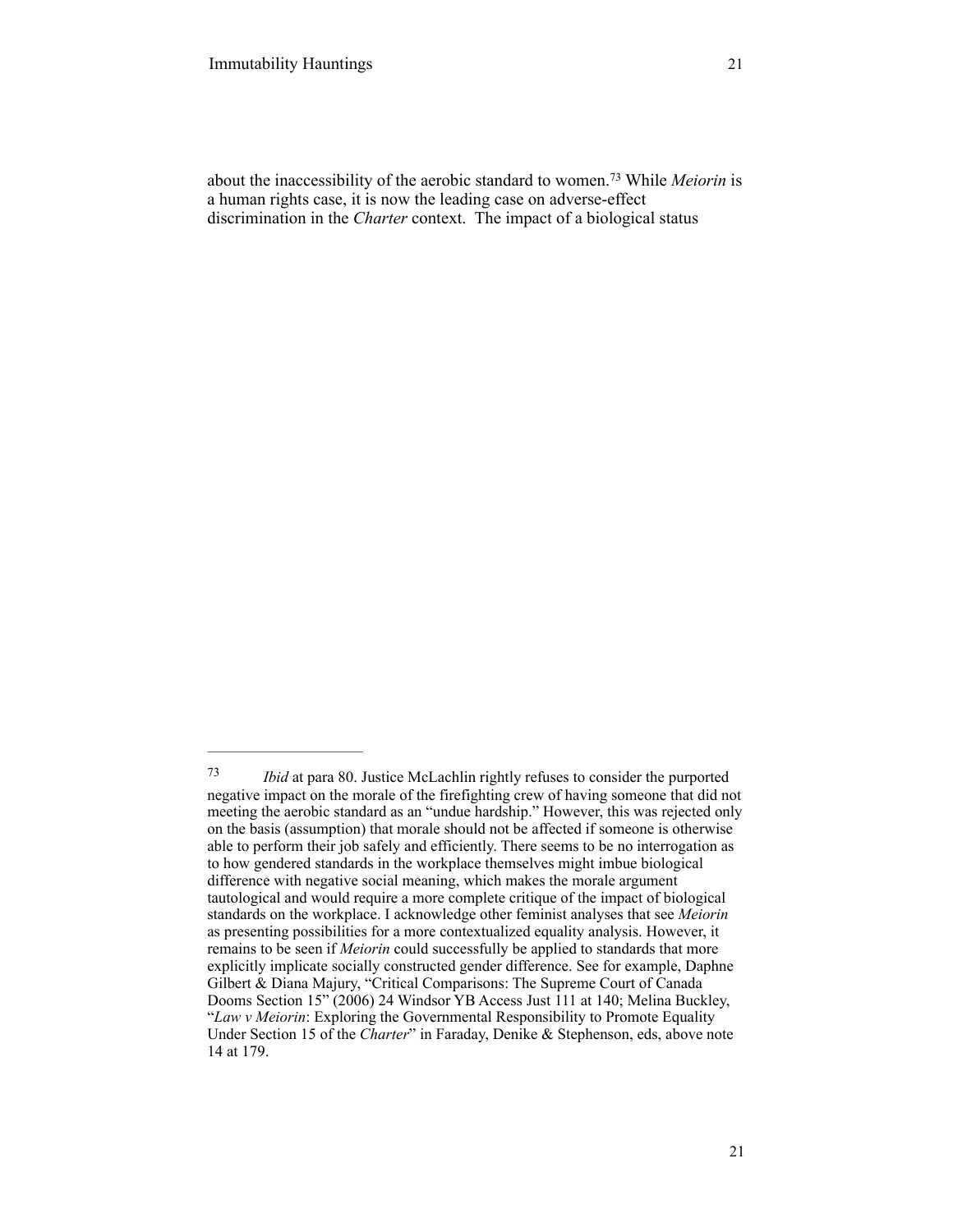about the inaccessibility of the aerobic standard to women.[73] While *Meiorin* is a human rights case, it is now the leading case on adverse-effect discrimination in the *Charter* context. The impact of a biological status

---

[73] *Ibid* at para 80. Justice McLachlin rightly refuses to consider the purported negative impact on the morale of the firefighting crew of having someone that did not meeting the aerobic standard as an "undue hardship." However, this was rejected only on the basis (assumption) that morale should not be affected if someone is otherwise able to perform their job safely and efficiently. There seems to be no interrogation as to how gendered standards in the workplace themselves might imbue biological difference with negative social meaning, which makes the morale argument tautological and would require a more complete critique of the impact of biological standards on the workplace. I acknowledge other feminist analyses that see *Meiorin* as presenting possibilities for a more contextualized equality analysis. However, it remains to be seen if *Meiorin* could successfully be applied to standards that more explicitly implicate socially constructed gender difference. See for example, Daphne Gilbert & Diana Majury, "Critical Comparisons: The Supreme Court of Canada Dooms Section 15" (2006) 24 Windsor YB Access Just 111 at 140; Melina Buckley, "*Law v Meiorin*: Exploring the Governmental Responsibility to Promote Equality Under Section 15 of the *Charter*" in Faraday, Denike & Stephenson, eds, above note 14 at 179.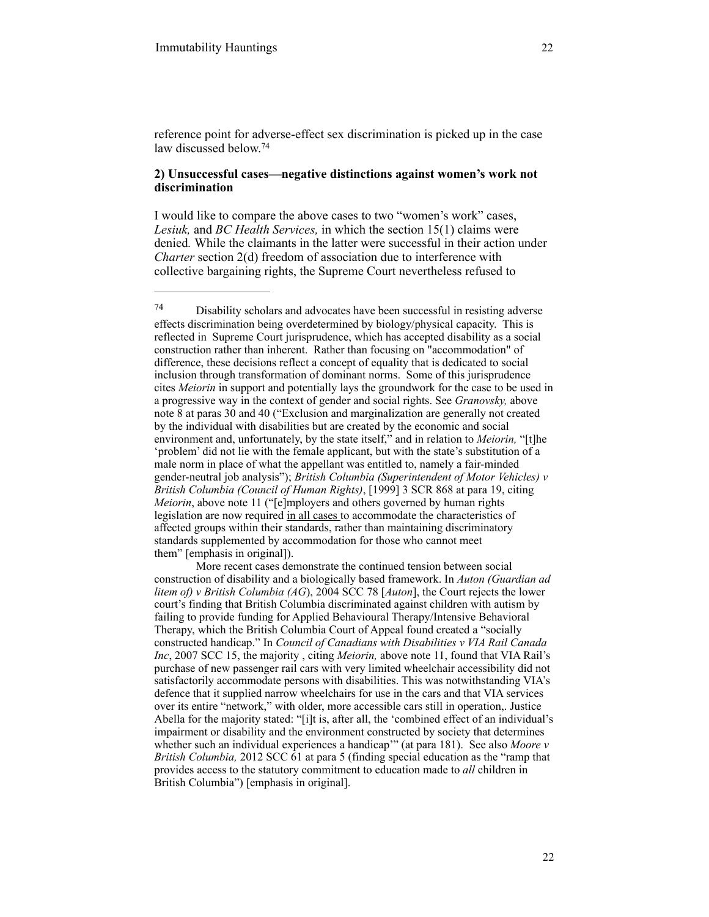reference point for adverse-effect sex discrimination is picked up in the case law discussed below.[74]

**2) Unsuccessful cases—negative distinctions against women's work not discrimination**

I would like to compare the above cases to two "women's work" cases, *Lesiuk,* and *BC Health Services,* in which the section 15(1) claims were denied*.* While the claimants in the latter were successful in their action under *Charter* section 2(d) freedom of association due to interference with collective bargaining rights, the Supreme Court nevertheless refused to

---

[74] Disability scholars and advocates have been successful in resisting adverse effects discrimination being overdetermined by biology/physical capacity. This is reflected in Supreme Court jurisprudence, which has accepted disability as a social construction rather than inherent. Rather than focusing on "accommodation" of difference, these decisions reflect a concept of equality that is dedicated to social inclusion through transformation of dominant norms. Some of this jurisprudence cites *Meiorin* in support and potentially lays the groundwork for the case to be used in a progressive way in the context of gender and social rights. See *Granovsky,* above note 8 at paras 30 and 40 ("Exclusion and marginalization are generally not created by the individual with disabilities but are created by the economic and social environment and, unfortunately, by the state itself," and in relation to *Meiorin,* "[t]he 'problem' did not lie with the female applicant, but with the state's substitution of a male norm in place of what the appellant was entitled to, namely a fair-minded gender-neutral job analysis"); *British Columbia (Superintendent of Motor Vehicles) v British Columbia (Council of Human Rights)*, [1999] 3 SCR 868 at para 19, citing *Meiorin*, above note 11 ("[e]mployers and others governed by human rights legislation are now required in all cases to accommodate the characteristics of affected groups within their standards, rather than maintaining discriminatory standards supplemented by accommodation for those who cannot meet them" [emphasis in original]).

More recent cases demonstrate the continued tension between social construction of disability and a biologically based framework. In *Auton (Guardian ad litem of) v British Columbia (AG*), 2004 SCC 78 [*Auton*], the Court rejects the lower court's finding that British Columbia discriminated against children with autism by failing to provide funding for Applied Behavioural Therapy/Intensive Behavioral Therapy, which the British Columbia Court of Appeal found created a "socially constructed handicap." In *Council of Canadians with Disabilities v VIA Rail Canada Inc*, 2007 SCC 15, the majority , citing *Meiorin,* above note 11, found that VIA Rail's purchase of new passenger rail cars with very limited wheelchair accessibility did not satisfactorily accommodate persons with disabilities. This was notwithstanding VIA's defence that it supplied narrow wheelchairs for use in the cars and that VIA services over its entire "network," with older, more accessible cars still in operation,. Justice Abella for the majority stated: "[i]t is, after all, the 'combined effect of an individual's impairment or disability and the environment constructed by society that determines whether such an individual experiences a handicap'" (at para 181). See also *Moore v British Columbia,* 2012 SCC 61 at para 5 (finding special education as the "ramp that provides access to the statutory commitment to education made to *all* children in British Columbia") [emphasis in original].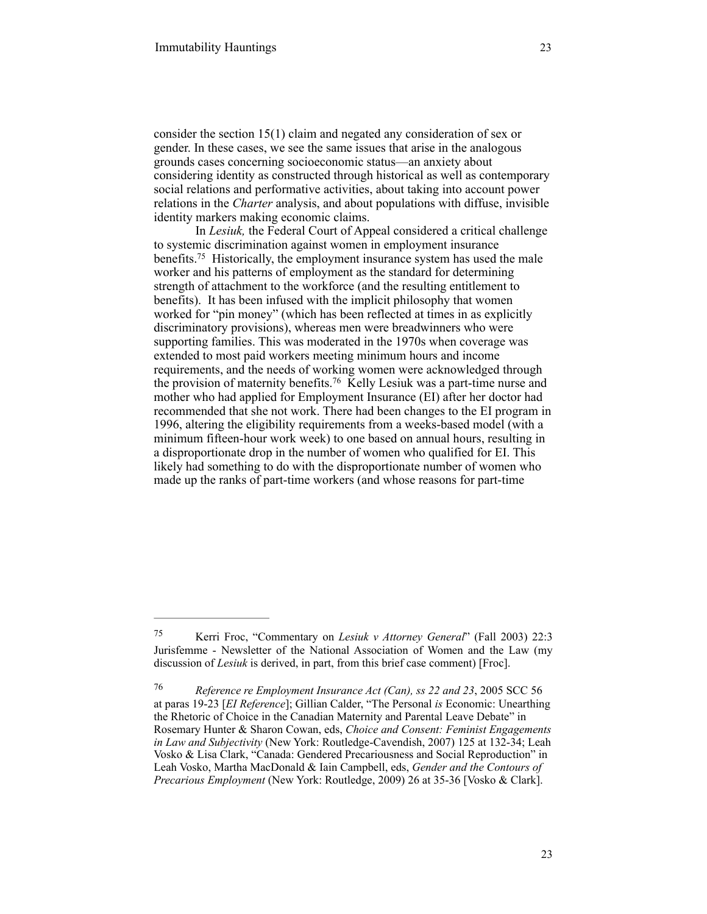consider the section 15(1) claim and negated any consideration of sex or gender. In these cases, we see the same issues that arise in the analogous grounds cases concerning socioeconomic status—an anxiety about considering identity as constructed through historical as well as contemporary social relations and performative activities, about taking into account power relations in the *Charter* analysis, and about populations with diffuse, invisible identity markers making economic claims.

In *Lesiuk,* the Federal Court of Appeal considered a critical challenge to systemic discrimination against women in employment insurance benefits.[75] Historically, the employment insurance system has used the male worker and his patterns of employment as the standard for determining strength of attachment to the workforce (and the resulting entitlement to benefits). It has been infused with the implicit philosophy that women worked for "pin money" (which has been reflected at times in as explicitly discriminatory provisions), whereas men were breadwinners who were supporting families. This was moderated in the 1970s when coverage was extended to most paid workers meeting minimum hours and income requirements, and the needs of working women were acknowledged through the provision of maternity benefits.[76] Kelly Lesiuk was a part-time nurse and mother who had applied for Employment Insurance (EI) after her doctor had recommended that she not work. There had been changes to the EI program in 1996, altering the eligibility requirements from a weeks-based model (with a minimum fifteen-hour work week) to one based on annual hours, resulting in a disproportionate drop in the number of women who qualified for EI. This likely had something to do with the disproportionate number of women who made up the ranks of part-time workers (and whose reasons for part-time

---

[75] Kerri Froc, "Commentary on *Lesiuk v Attorney General*" (Fall 2003) 22:3 Jurisfemme - Newsletter of the National Association of Women and the Law (my discussion of *Lesiuk* is derived, in part, from this brief case comment) [Froc].

[76] *Reference re Employment Insurance Act (Can), ss 22 and 23*, 2005 SCC 56 at paras 19-23 [*EI Reference*]; Gillian Calder, "The Personal *is* Economic: Unearthing the Rhetoric of Choice in the Canadian Maternity and Parental Leave Debate" in Rosemary Hunter & Sharon Cowan, eds, *Choice and Consent: Feminist Engagements in Law and Subjectivity* (New York: Routledge-Cavendish, 2007) 125 at 132-34; Leah Vosko & Lisa Clark, "Canada: Gendered Precariousness and Social Reproduction" in Leah Vosko, Martha MacDonald & Iain Campbell, eds, *Gender and the Contours of Precarious Employment* (New York: Routledge, 2009) 26 at 35-36 [Vosko & Clark].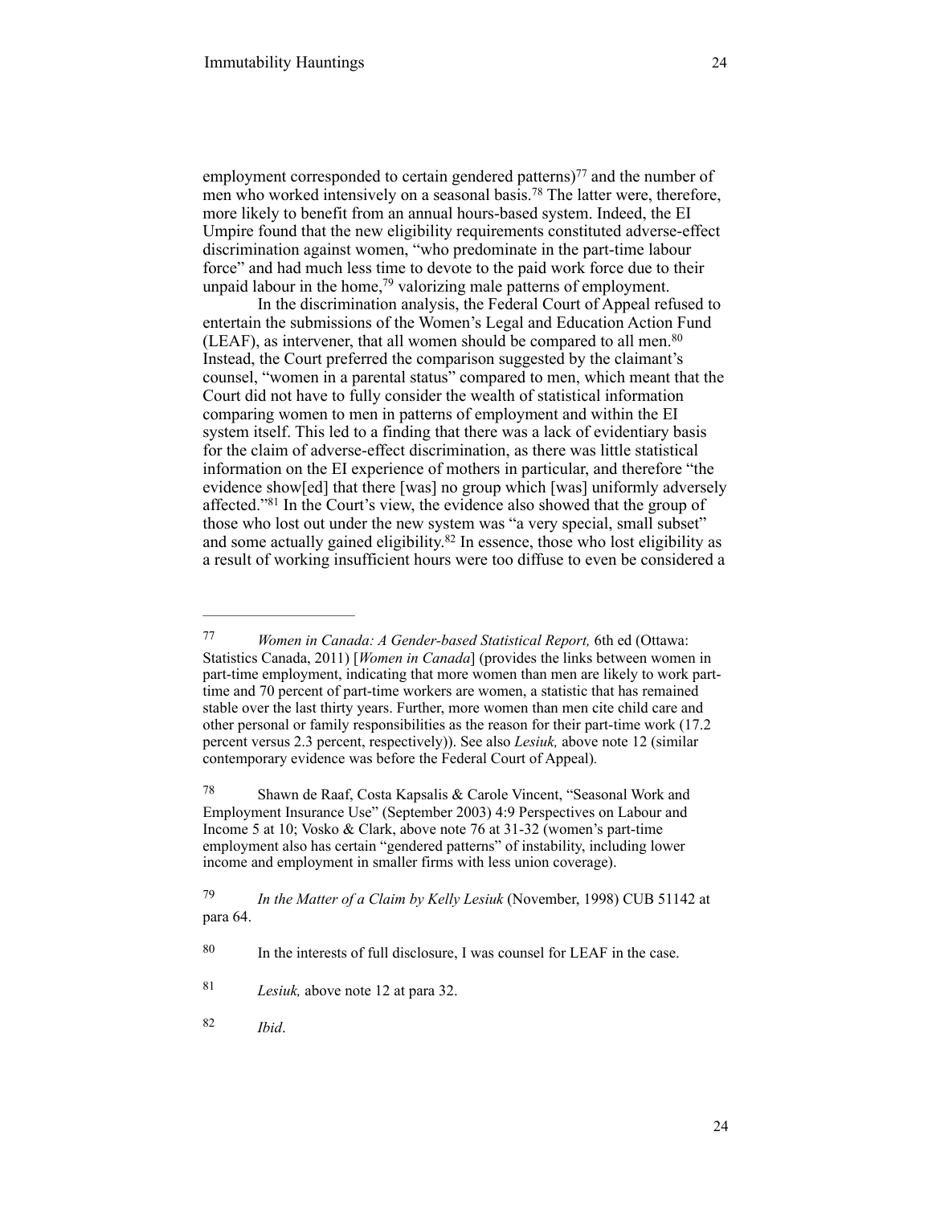employment corresponded to certain gendered patterns)[77] and the number of men who worked intensively on a seasonal basis.[78] The latter were, therefore, more likely to benefit from an annual hours-based system. Indeed, the EI Umpire found that the new eligibility requirements constituted adverse-effect discrimination against women, "who predominate in the part-time labour force" and had much less time to devote to the paid work force due to their unpaid labour in the home,[79] valorizing male patterns of employment.

In the discrimination analysis, the Federal Court of Appeal refused to entertain the submissions of the Women's Legal and Education Action Fund (LEAF), as intervener, that all women should be compared to all men.[80] Instead, the Court preferred the comparison suggested by the claimant's counsel, "women in a parental status" compared to men, which meant that the Court did not have to fully consider the wealth of statistical information comparing women to men in patterns of employment and within the EI system itself. This led to a finding that there was a lack of evidentiary basis for the claim of adverse-effect discrimination, as there was little statistical information on the EI experience of mothers in particular, and therefore "the evidence show[ed] that there [was] no group which [was] uniformly adversely affected."[81] In the Court's view, the evidence also showed that the group of those who lost out under the new system was "a very special, small subset" and some actually gained eligibility.[82] In essence, those who lost eligibility as a result of working insufficient hours were too diffuse to even be considered a

---

[77] *Women in Canada: A Gender-based Statistical Report,* 6th ed (Ottawa: Statistics Canada, 2011) [*Women in Canada*] (provides the links between women in part-time employment, indicating that more women than men are likely to work part-time and 70 percent of part-time workers are women, a statistic that has remained stable over the last thirty years. Further, more women than men cite child care and other personal or family responsibilities as the reason for their part-time work (17.2 percent versus 2.3 percent, respectively)). See also *Lesiuk,* above note 12 (similar contemporary evidence was before the Federal Court of Appeal).

[78] Shawn de Raaf, Costa Kapsalis & Carole Vincent, "Seasonal Work and Employment Insurance Use" (September 2003) 4:9 Perspectives on Labour and Income 5 at 10; Vosko & Clark, above note 76 at 31-32 (women's part-time employment also has certain "gendered patterns" of instability, including lower income and employment in smaller firms with less union coverage).

[79] *In the Matter of a Claim by Kelly Lesiuk* (November, 1998) CUB 51142 at para 64.

[80] In the interests of full disclosure, I was counsel for LEAF in the case.

[81] *Lesiuk,* above note 12 at para 32.

[82] *Ibid*.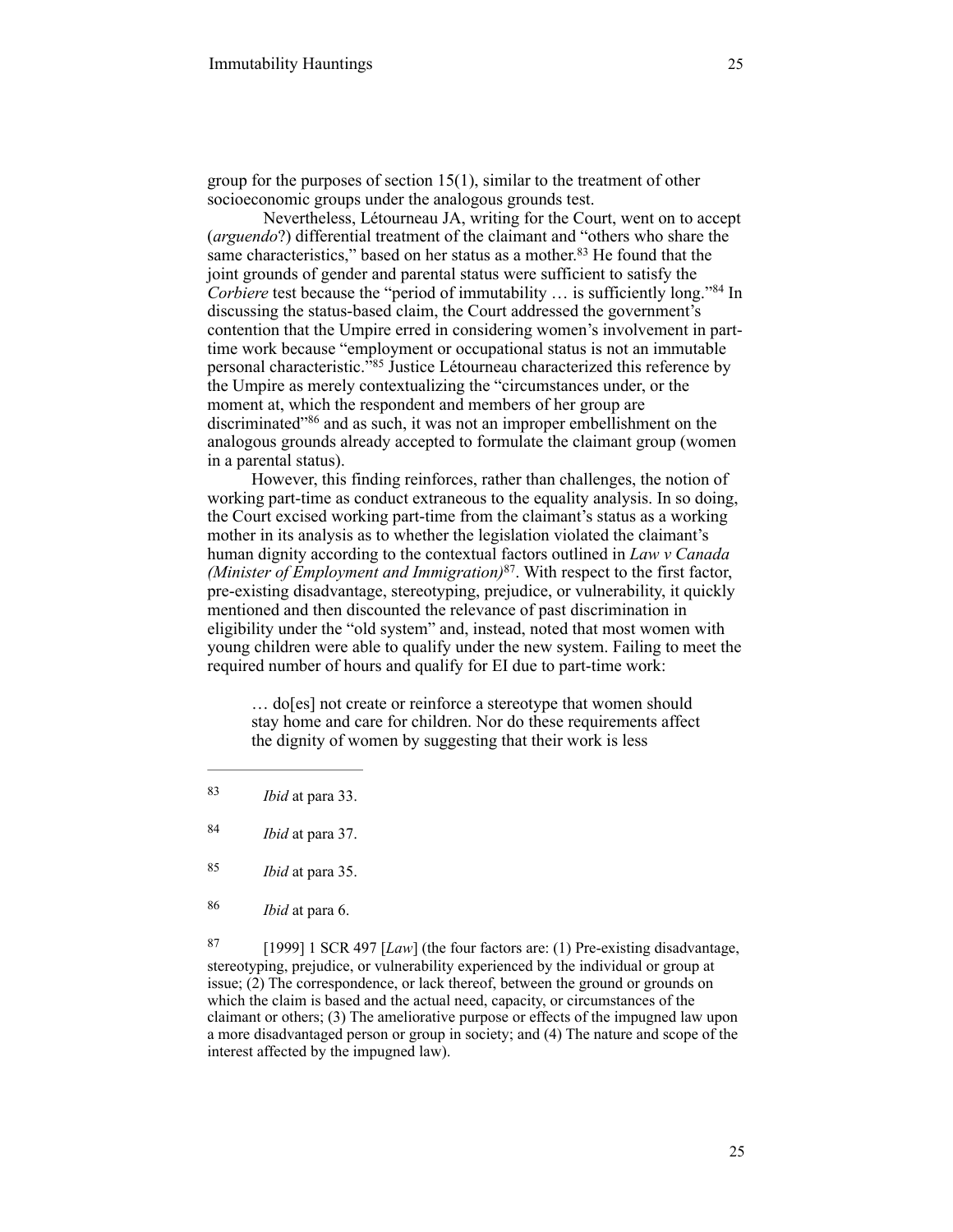group for the purposes of section 15(1), similar to the treatment of other socioeconomic groups under the analogous grounds test.

Nevertheless, Létourneau JA, writing for the Court, went on to accept (*arguendo*?) differential treatment of the claimant and "others who share the same characteristics," based on her status as a mother.[83] He found that the joint grounds of gender and parental status were sufficient to satisfy the *Corbiere* test because the "period of immutability … is sufficiently long."[84] In discussing the status-based claim, the Court addressed the government's contention that the Umpire erred in considering women's involvement in part-time work because "employment or occupational status is not an immutable personal characteristic."[85] Justice Létourneau characterized this reference by the Umpire as merely contextualizing the "circumstances under, or the moment at, which the respondent and members of her group are discriminated"[86] and as such, it was not an improper embellishment on the analogous grounds already accepted to formulate the claimant group (women in a parental status).

However, this finding reinforces, rather than challenges, the notion of working part-time as conduct extraneous to the equality analysis. In so doing, the Court excised working part-time from the claimant's status as a working mother in its analysis as to whether the legislation violated the claimant's human dignity according to the contextual factors outlined in *Law v Canada (Minister of Employment and Immigration)*[87]. With respect to the first factor, pre-existing disadvantage, stereotyping, prejudice, or vulnerability, it quickly mentioned and then discounted the relevance of past discrimination in eligibility under the "old system" and, instead, noted that most women with young children were able to qualify under the new system. Failing to meet the required number of hours and qualify for EI due to part-time work:

> … do[es] not create or reinforce a stereotype that women should stay home and care for children. Nor do these requirements affect the dignity of women by suggesting that their work is less

---

[83] *Ibid* at para 33.

[84] *Ibid* at para 37.

[85] *Ibid* at para 35.

[86] *Ibid* at para 6.

[87] [1999] 1 SCR 497 [*Law*] (the four factors are: (1) Pre-existing disadvantage, stereotyping, prejudice, or vulnerability experienced by the individual or group at issue; (2) The correspondence, or lack thereof, between the ground or grounds on which the claim is based and the actual need, capacity, or circumstances of the claimant or others; (3) The ameliorative purpose or effects of the impugned law upon a more disadvantaged person or group in society; and (4) The nature and scope of the interest affected by the impugned law).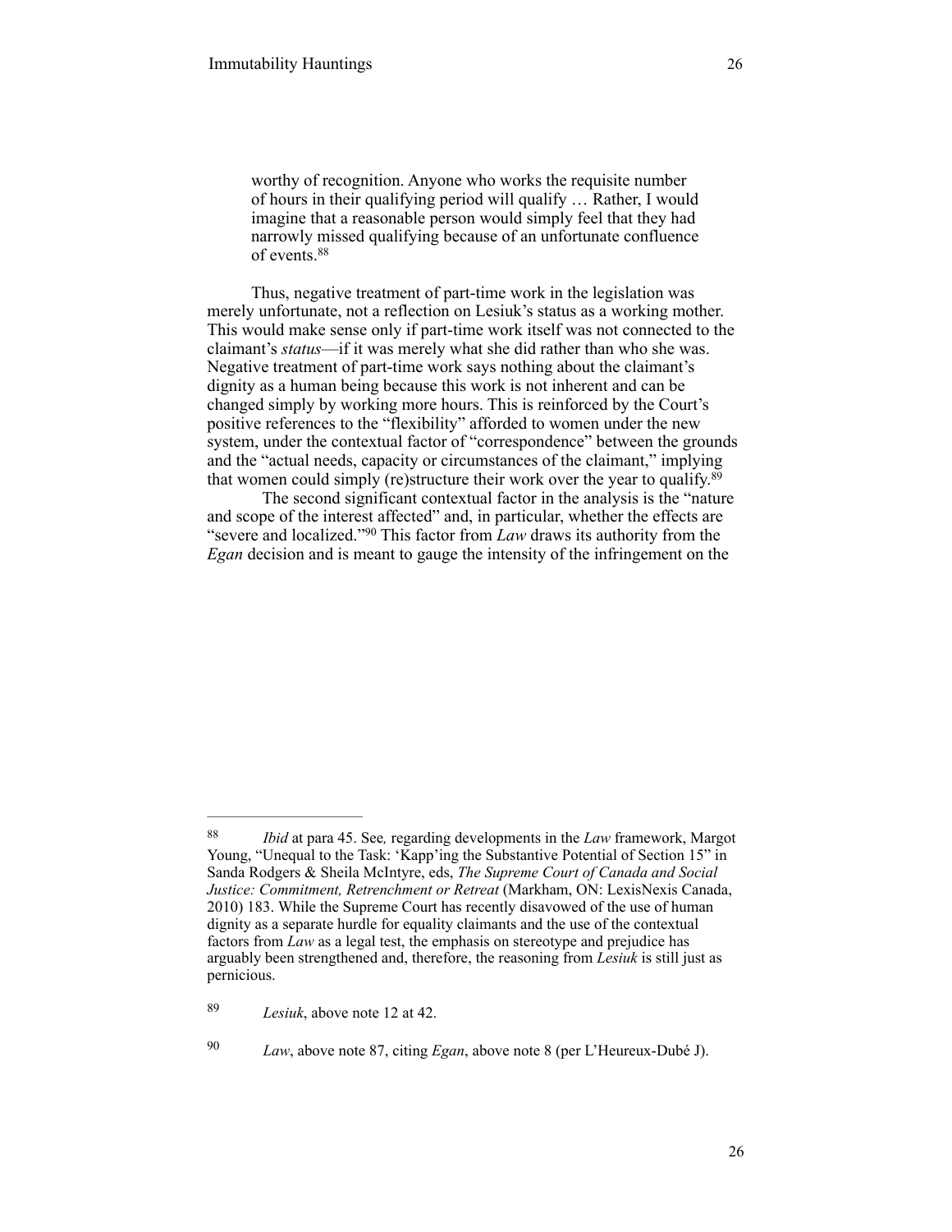> worthy of recognition. Anyone who works the requisite number of hours in their qualifying period will qualify … Rather, I would imagine that a reasonable person would simply feel that they had narrowly missed qualifying because of an unfortunate confluence of events.[88]

Thus, negative treatment of part-time work in the legislation was merely unfortunate, not a reflection on Lesiuk's status as a working mother. This would make sense only if part-time work itself was not connected to the claimant's *status*—if it was merely what she did rather than who she was. Negative treatment of part-time work says nothing about the claimant's dignity as a human being because this work is not inherent and can be changed simply by working more hours. This is reinforced by the Court's positive references to the "flexibility" afforded to women under the new system, under the contextual factor of "correspondence" between the grounds and the "actual needs, capacity or circumstances of the claimant," implying that women could simply (re)structure their work over the year to qualify.[89]

The second significant contextual factor in the analysis is the "nature and scope of the interest affected" and, in particular, whether the effects are "severe and localized."[90] This factor from *Law* draws its authority from the *Egan* decision and is meant to gauge the intensity of the infringement on the

---

[88] *Ibid* at para 45. See*,* regarding developments in the *Law* framework, Margot Young, "Unequal to the Task: 'Kapp'ing the Substantive Potential of Section 15" in Sanda Rodgers & Sheila McIntyre, eds, *The Supreme Court of Canada and Social Justice: Commitment, Retrenchment or Retreat* (Markham, ON: LexisNexis Canada, 2010) 183. While the Supreme Court has recently disavowed of the use of human dignity as a separate hurdle for equality claimants and the use of the contextual factors from *Law* as a legal test, the emphasis on stereotype and prejudice has arguably been strengthened and, therefore, the reasoning from *Lesiuk* is still just as pernicious.

[89] *Lesiuk*, above note 12 at 42.

[90] *Law*, above note 87, citing *Egan*, above note 8 (per L'Heureux-Dubé J).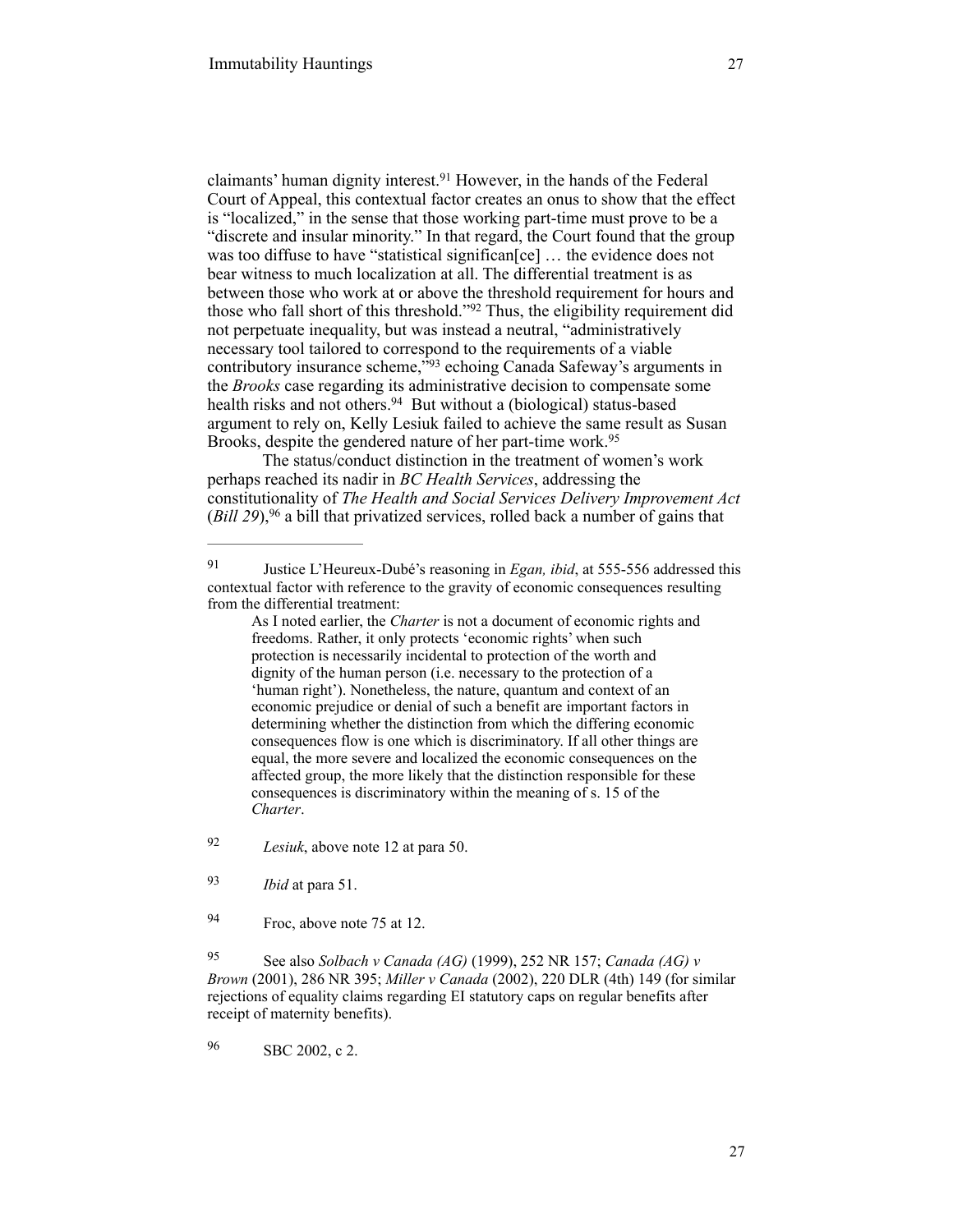claimants' human dignity interest.[91] However, in the hands of the Federal Court of Appeal, this contextual factor creates an onus to show that the effect is "localized," in the sense that those working part-time must prove to be a "discrete and insular minority." In that regard, the Court found that the group was too diffuse to have "statistical significan[ce] … the evidence does not bear witness to much localization at all. The differential treatment is as between those who work at or above the threshold requirement for hours and those who fall short of this threshold."[92] Thus, the eligibility requirement did not perpetuate inequality, but was instead a neutral, "administratively necessary tool tailored to correspond to the requirements of a viable contributory insurance scheme,"[93] echoing Canada Safeway's arguments in the *Brooks* case regarding its administrative decision to compensate some health risks and not others.[94] But without a (biological) status-based argument to rely on, Kelly Lesiuk failed to achieve the same result as Susan Brooks, despite the gendered nature of her part-time work.[95]

The status/conduct distinction in the treatment of women's work perhaps reached its nadir in *BC Health Services*, addressing the constitutionality of *The Health and Social Services Delivery Improvement Act* (*Bill 29*),[96] a bill that privatized services, rolled back a number of gains that

---

[91] Justice L'Heureux-Dubé's reasoning in *Egan, ibid*, at 555-556 addressed this contextual factor with reference to the gravity of economic consequences resulting from the differential treatment:

> As I noted earlier, the *Charter* is not a document of economic rights and freedoms. Rather, it only protects 'economic rights' when such protection is necessarily incidental to protection of the worth and dignity of the human person (i.e. necessary to the protection of a 'human right'). Nonetheless, the nature, quantum and context of an economic prejudice or denial of such a benefit are important factors in determining whether the distinction from which the differing economic consequences flow is one which is discriminatory. If all other things are equal, the more severe and localized the economic consequences on the affected group, the more likely that the distinction responsible for these consequences is discriminatory within the meaning of s. 15 of the *Charter*.

[92] *Lesiuk*, above note 12 at para 50.

[93] *Ibid* at para 51.

[94] Froc, above note 75 at 12.

[95] See also *Solbach v Canada (AG)* (1999), 252 NR 157; *Canada (AG) v Brown* (2001), 286 NR 395; *Miller v Canada* (2002), 220 DLR (4th) 149 (for similar rejections of equality claims regarding EI statutory caps on regular benefits after receipt of maternity benefits).

[96] SBC 2002, c 2.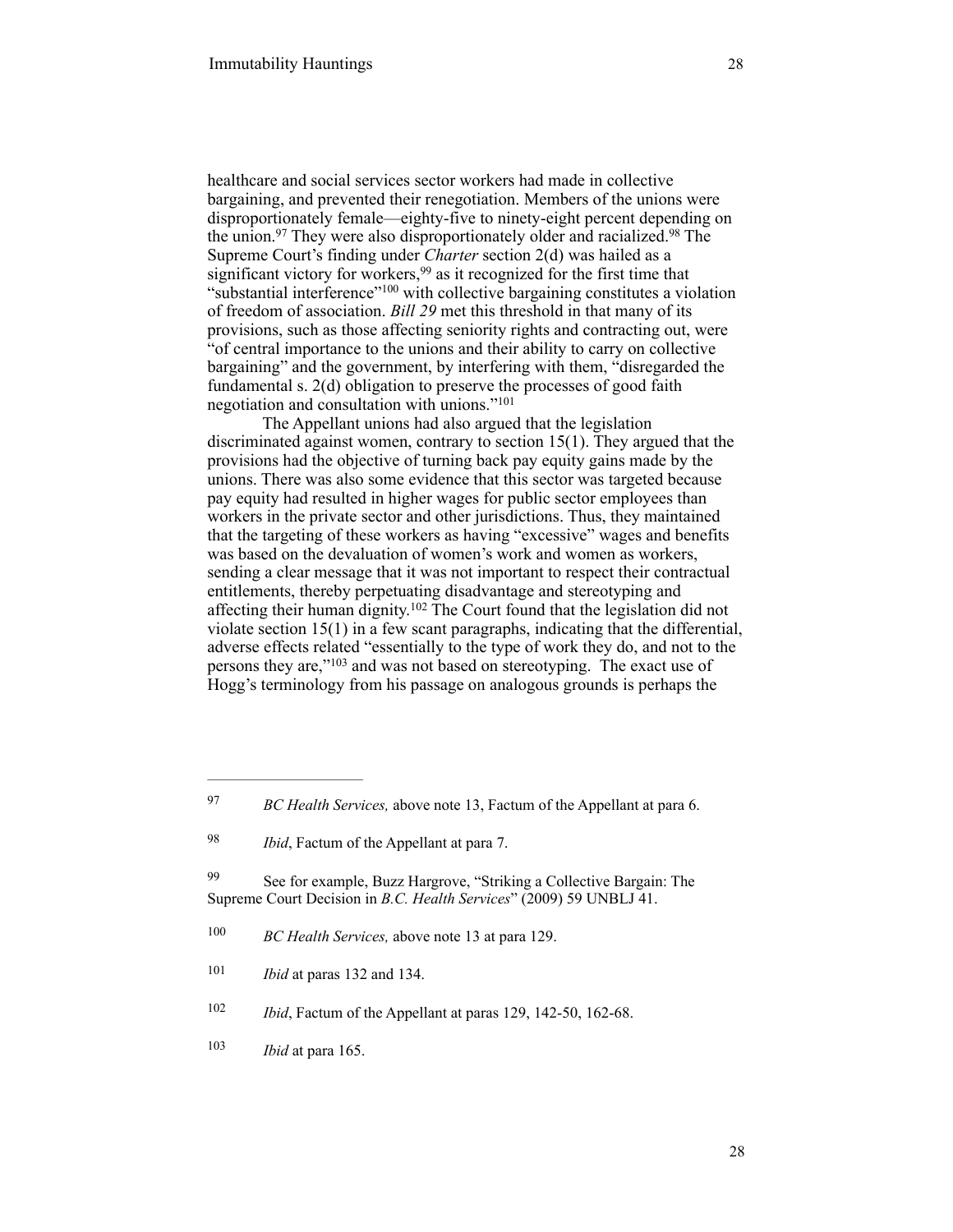healthcare and social services sector workers had made in collective bargaining, and prevented their renegotiation. Members of the unions were disproportionately female—eighty-five to ninety-eight percent depending on the union.[97] They were also disproportionately older and racialized.[98] The Supreme Court's finding under *Charter* section 2(d) was hailed as a significant victory for workers,[99] as it recognized for the first time that "substantial interference"[100] with collective bargaining constitutes a violation of freedom of association. *Bill 29* met this threshold in that many of its provisions, such as those affecting seniority rights and contracting out, were "of central importance to the unions and their ability to carry on collective bargaining" and the government, by interfering with them, "disregarded the fundamental s. 2(d) obligation to preserve the processes of good faith negotiation and consultation with unions."[101]

The Appellant unions had also argued that the legislation discriminated against women, contrary to section 15(1). They argued that the provisions had the objective of turning back pay equity gains made by the unions. There was also some evidence that this sector was targeted because pay equity had resulted in higher wages for public sector employees than workers in the private sector and other jurisdictions. Thus, they maintained that the targeting of these workers as having "excessive" wages and benefits was based on the devaluation of women's work and women as workers, sending a clear message that it was not important to respect their contractual entitlements, thereby perpetuating disadvantage and stereotyping and affecting their human dignity.[102] The Court found that the legislation did not violate section 15(1) in a few scant paragraphs, indicating that the differential, adverse effects related "essentially to the type of work they do, and not to the persons they are,"[103] and was not based on stereotyping. The exact use of Hogg's terminology from his passage on analogous grounds is perhaps the

---

[97] *BC Health Services,* above note 13, Factum of the Appellant at para 6.

[98] *Ibid*, Factum of the Appellant at para 7.

[99] See for example, Buzz Hargrove, "Striking a Collective Bargain: The Supreme Court Decision in *B.C. Health Services*" (2009) 59 UNBLJ 41.

[100] *BC Health Services,* above note 13 at para 129.

[101] *Ibid* at paras 132 and 134.

[102] *Ibid*, Factum of the Appellant at paras 129, 142-50, 162-68.

[103] *Ibid* at para 165.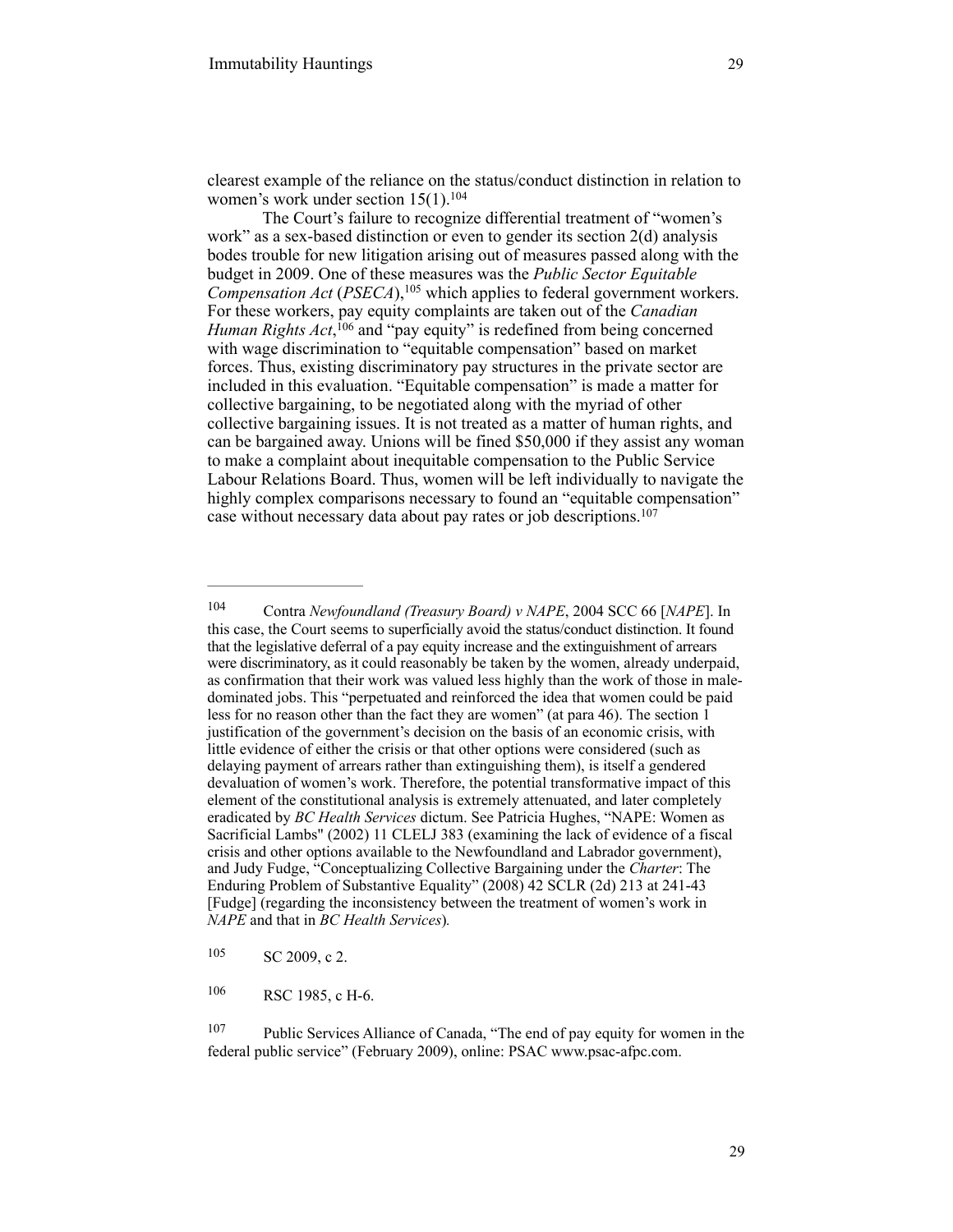clearest example of the reliance on the status/conduct distinction in relation to women's work under section 15(1).[104]

The Court's failure to recognize differential treatment of "women's work" as a sex-based distinction or even to gender its section 2(d) analysis bodes trouble for new litigation arising out of measures passed along with the budget in 2009. One of these measures was the *Public Sector Equitable Compensation Act* (*PSECA*),[105] which applies to federal government workers. For these workers, pay equity complaints are taken out of the *Canadian Human Rights Act*,[106] and "pay equity" is redefined from being concerned with wage discrimination to "equitable compensation" based on market forces. Thus, existing discriminatory pay structures in the private sector are included in this evaluation. "Equitable compensation" is made a matter for collective bargaining, to be negotiated along with the myriad of other collective bargaining issues. It is not treated as a matter of human rights, and can be bargained away. Unions will be fined $50,000 if they assist any woman to make a complaint about inequitable compensation to the Public Service Labour Relations Board. Thus, women will be left individually to navigate the highly complex comparisons necessary to found an "equitable compensation" case without necessary data about pay rates or job descriptions.[107]

---

[104] Contra *Newfoundland (Treasury Board) v NAPE*, 2004 SCC 66 [*NAPE*]. In this case, the Court seems to superficially avoid the status/conduct distinction. It found that the legislative deferral of a pay equity increase and the extinguishment of arrears were discriminatory, as it could reasonably be taken by the women, already underpaid, as confirmation that their work was valued less highly than the work of those in male-dominated jobs. This "perpetuated and reinforced the idea that women could be paid less for no reason other than the fact they are women" (at para 46). The section 1 justification of the government's decision on the basis of an economic crisis, with little evidence of either the crisis or that other options were considered (such as delaying payment of arrears rather than extinguishing them), is itself a gendered devaluation of women's work. Therefore, the potential transformative impact of this element of the constitutional analysis is extremely attenuated, and later completely eradicated by *BC Health Services* dictum. See Patricia Hughes, "NAPE: Women as Sacrificial Lambs" (2002) 11 CLELJ 383 (examining the lack of evidence of a fiscal crisis and other options available to the Newfoundland and Labrador government), and Judy Fudge, "Conceptualizing Collective Bargaining under the *Charter*: The Enduring Problem of Substantive Equality" (2008) 42 SCLR (2d) 213 at 241-43 [Fudge] (regarding the inconsistency between the treatment of women's work in *NAPE* and that in *BC Health Services*).

[105] SC 2009, c 2.

[106] RSC 1985, c H-6.

[107] Public Services Alliance of Canada, "The end of pay equity for women in the federal public service" (February 2009), online: PSAC www.psac-afpc.com.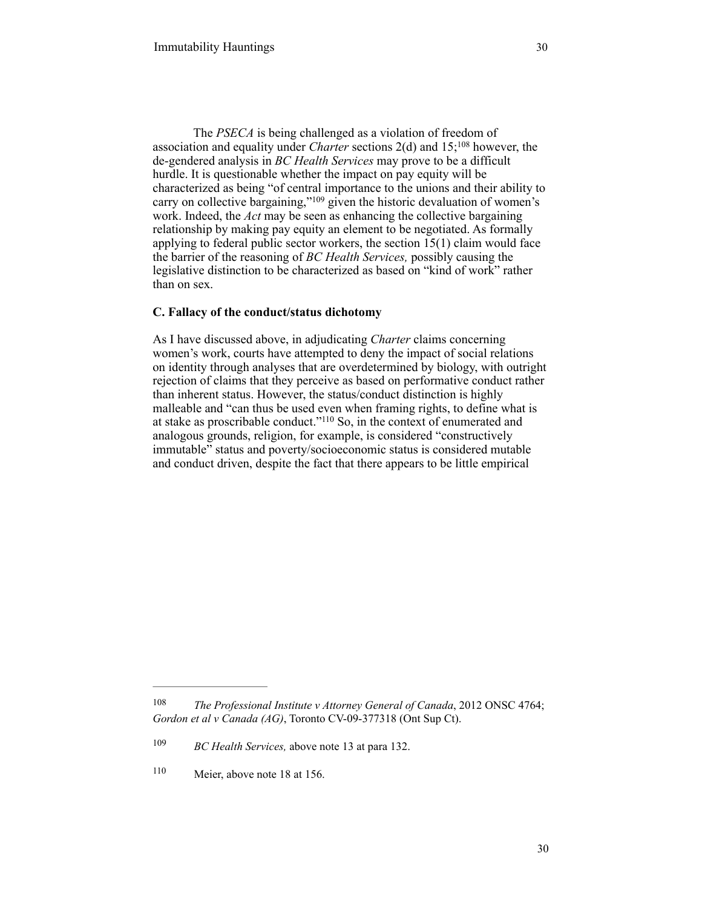The *PSECA* is being challenged as a violation of freedom of association and equality under *Charter* sections 2(d) and 15;[108] however, the de-gendered analysis in *BC Health Services* may prove to be a difficult hurdle. It is questionable whether the impact on pay equity will be characterized as being "of central importance to the unions and their ability to carry on collective bargaining,"[109] given the historic devaluation of women's work. Indeed, the *Act* may be seen as enhancing the collective bargaining relationship by making pay equity an element to be negotiated. As formally applying to federal public sector workers, the section 15(1) claim would face the barrier of the reasoning of *BC Health Services,* possibly causing the legislative distinction to be characterized as based on "kind of work" rather than on sex.

**C. Fallacy of the conduct/status dichotomy**

As I have discussed above, in adjudicating *Charter* claims concerning women's work, courts have attempted to deny the impact of social relations on identity through analyses that are overdetermined by biology, with outright rejection of claims that they perceive as based on performative conduct rather than inherent status. However, the status/conduct distinction is highly malleable and "can thus be used even when framing rights, to define what is at stake as proscribable conduct."[110] So, in the context of enumerated and analogous grounds, religion, for example, is considered "constructively immutable" status and poverty/socioeconomic status is considered mutable and conduct driven, despite the fact that there appears to be little empirical

---

[108] *The Professional Institute v Attorney General of Canada*, 2012 ONSC 4764; *Gordon et al v Canada (AG)*, Toronto CV-09-377318 (Ont Sup Ct).

[109] *BC Health Services,* above note 13 at para 132.

[110] Meier, above note 18 at 156.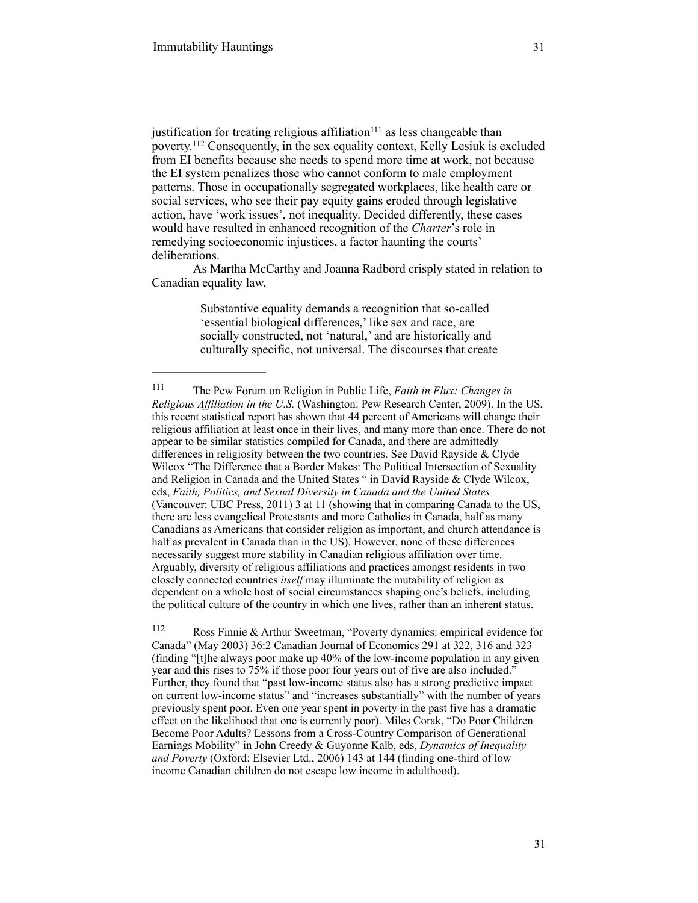justification for treating religious affiliation[111] as less changeable than poverty.[112] Consequently, in the sex equality context, Kelly Lesiuk is excluded from EI benefits because she needs to spend more time at work, not because the EI system penalizes those who cannot conform to male employment patterns. Those in occupationally segregated workplaces, like health care or social services, who see their pay equity gains eroded through legislative action, have 'work issues', not inequality. Decided differently, these cases would have resulted in enhanced recognition of the *Charter*'s role in remedying socioeconomic injustices, a factor haunting the courts' deliberations.

As Martha McCarthy and Joanna Radbord crisply stated in relation to Canadian equality law,

> Substantive equality demands a recognition that so-called 'essential biological differences,' like sex and race, are socially constructed, not 'natural,' and are historically and culturally specific, not universal. The discourses that create

---

[111] The Pew Forum on Religion in Public Life, *Faith in Flux: Changes in Religious Affiliation in the U.S.* (Washington: Pew Research Center, 2009). In the US, this recent statistical report has shown that 44 percent of Americans will change their religious affiliation at least once in their lives, and many more than once. There do not appear to be similar statistics compiled for Canada, and there are admittedly differences in religiosity between the two countries. See David Rayside & Clyde Wilcox "The Difference that a Border Makes: The Political Intersection of Sexuality and Religion in Canada and the United States " in David Rayside & Clyde Wilcox, eds, *Faith, Politics, and Sexual Diversity in Canada and the United States* (Vancouver: UBC Press, 2011) 3 at 11 (showing that in comparing Canada to the US, there are less evangelical Protestants and more Catholics in Canada, half as many Canadians as Americans that consider religion as important, and church attendance is half as prevalent in Canada than in the US). However, none of these differences necessarily suggest more stability in Canadian religious affiliation over time. Arguably, diversity of religious affiliations and practices amongst residents in two closely connected countries *itself* may illuminate the mutability of religion as dependent on a whole host of social circumstances shaping one's beliefs, including the political culture of the country in which one lives, rather than an inherent status.

[112] Ross Finnie & Arthur Sweetman, "Poverty dynamics: empirical evidence for Canada" (May 2003) 36:2 Canadian Journal of Economics 291 at 322, 316 and 323 (finding "[t]he always poor make up 40% of the low-income population in any given year and this rises to 75% if those poor four years out of five are also included." Further, they found that "past low-income status also has a strong predictive impact on current low-income status" and "increases substantially" with the number of years previously spent poor. Even one year spent in poverty in the past five has a dramatic effect on the likelihood that one is currently poor). Miles Corak, "Do Poor Children Become Poor Adults? Lessons from a Cross-Country Comparison of Generational Earnings Mobility" in John Creedy & Guyonne Kalb, eds, *Dynamics of Inequality and Poverty* (Oxford: Elsevier Ltd., 2006) 143 at 144 (finding one-third of low income Canadian children do not escape low income in adulthood).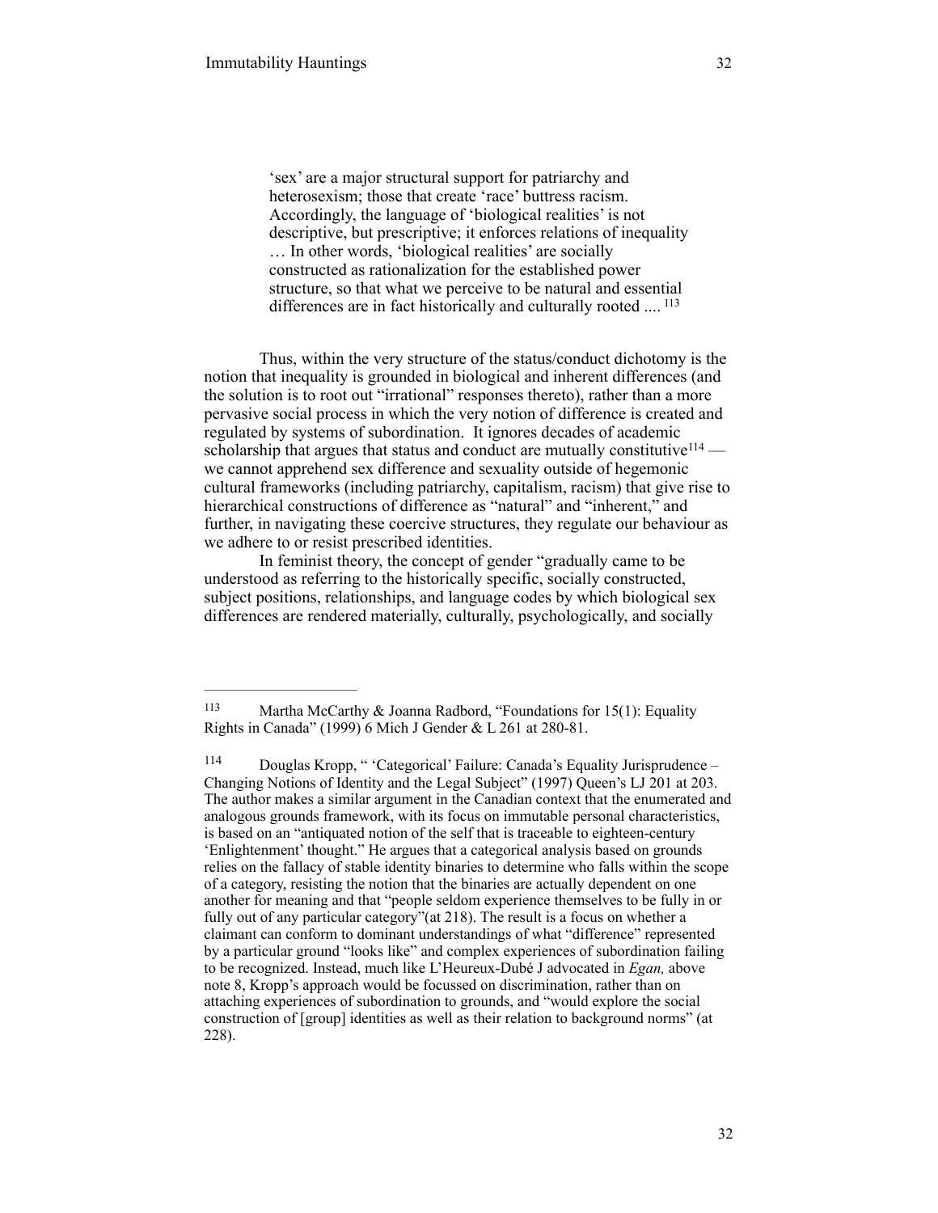> 'sex' are a major structural support for patriarchy and heterosexism; those that create 'race' buttress racism. Accordingly, the language of 'biological realities' is not descriptive, but prescriptive; it enforces relations of inequality … In other words, 'biological realities' are socially constructed as rationalization for the established power structure, so that what we perceive to be natural and essential differences are in fact historically and culturally rooted .... [113]

Thus, within the very structure of the status/conduct dichotomy is the notion that inequality is grounded in biological and inherent differences (and the solution is to root out "irrational" responses thereto), rather than a more pervasive social process in which the very notion of difference is created and regulated by systems of subordination. It ignores decades of academic scholarship that argues that status and conduct are mutually constitutive[114] — we cannot apprehend sex difference and sexuality outside of hegemonic cultural frameworks (including patriarchy, capitalism, racism) that give rise to hierarchical constructions of difference as "natural" and "inherent," and further, in navigating these coercive structures, they regulate our behaviour as we adhere to or resist prescribed identities.

In feminist theory, the concept of gender "gradually came to be understood as referring to the historically specific, socially constructed, subject positions, relationships, and language codes by which biological sex differences are rendered materially, culturally, psychologically, and socially

---

[113] Martha McCarthy & Joanna Radbord, "Foundations for 15(1): Equality Rights in Canada" (1999) 6 Mich J Gender & L 261 at 280-81.

[114] Douglas Kropp, " 'Categorical' Failure: Canada's Equality Jurisprudence – Changing Notions of Identity and the Legal Subject" (1997) Queen's LJ 201 at 203. The author makes a similar argument in the Canadian context that the enumerated and analogous grounds framework, with its focus on immutable personal characteristics, is based on an "antiquated notion of the self that is traceable to eighteen-century 'Enlightenment' thought." He argues that a categorical analysis based on grounds relies on the fallacy of stable identity binaries to determine who falls within the scope of a category, resisting the notion that the binaries are actually dependent on one another for meaning and that "people seldom experience themselves to be fully in or fully out of any particular category"(at 218). The result is a focus on whether a claimant can conform to dominant understandings of what "difference" represented by a particular ground "looks like" and complex experiences of subordination failing to be recognized. Instead, much like L'Heureux-Dubé J advocated in *Egan,* above note 8, Kropp's approach would be focussed on discrimination, rather than on attaching experiences of subordination to grounds, and "would explore the social construction of [group] identities as well as their relation to background norms" (at 228).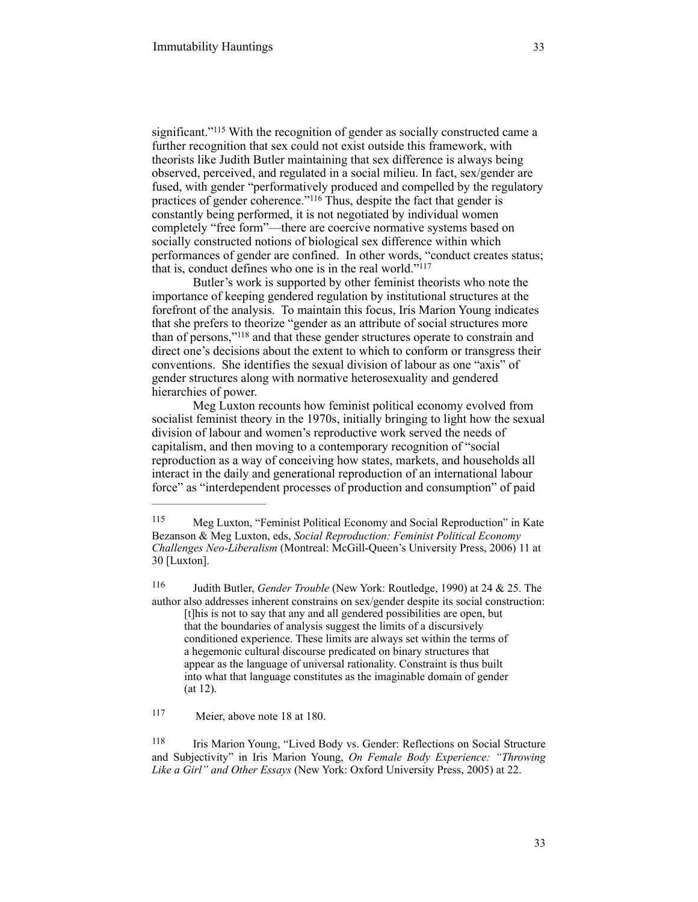significant."[115] With the recognition of gender as socially constructed came a further recognition that sex could not exist outside this framework, with theorists like Judith Butler maintaining that sex difference is always being observed, perceived, and regulated in a social milieu. In fact, sex/gender are fused, with gender "performatively produced and compelled by the regulatory practices of gender coherence."[116] Thus, despite the fact that gender is constantly being performed, it is not negotiated by individual women completely "free form"—there are coercive normative systems based on socially constructed notions of biological sex difference within which performances of gender are confined. In other words, "conduct creates status; that is, conduct defines who one is in the real world."[117]

Butler's work is supported by other feminist theorists who note the importance of keeping gendered regulation by institutional structures at the forefront of the analysis. To maintain this focus, Iris Marion Young indicates that she prefers to theorize "gender as an attribute of social structures more than of persons,"[118] and that these gender structures operate to constrain and direct one's decisions about the extent to which to conform or transgress their conventions. She identifies the sexual division of labour as one "axis" of gender structures along with normative heterosexuality and gendered hierarchies of power.

Meg Luxton recounts how feminist political economy evolved from socialist feminist theory in the 1970s, initially bringing to light how the sexual division of labour and women's reproductive work served the needs of capitalism, and then moving to a contemporary recognition of "social reproduction as a way of conceiving how states, markets, and households all interact in the daily and generational reproduction of an international labour force" as "interdependent processes of production and consumption" of paid

---

[115] Meg Luxton, "Feminist Political Economy and Social Reproduction" in Kate Bezanson & Meg Luxton, eds, *Social Reproduction: Feminist Political Economy Challenges Neo-Liberalism* (Montreal: McGill-Queen's University Press, 2006) 11 at 30 [Luxton].

[116] Judith Butler, *Gender Trouble* (New York: Routledge, 1990) at 24 & 25. The author also addresses inherent constrains on sex/gender despite its social construction:

> [t]his is not to say that any and all gendered possibilities are open, but that the boundaries of analysis suggest the limits of a discursively conditioned experience. These limits are always set within the terms of a hegemonic cultural discourse predicated on binary structures that appear as the language of universal rationality. Constraint is thus built into what that language constitutes as the imaginable domain of gender (at 12).

[117] Meier, above note 18 at 180.

[118] Iris Marion Young, "Lived Body vs. Gender: Reflections on Social Structure and Subjectivity" in Iris Marion Young, *On Female Body Experience: "Throwing Like a Girl" and Other Essays* (New York: Oxford University Press, 2005) at 22.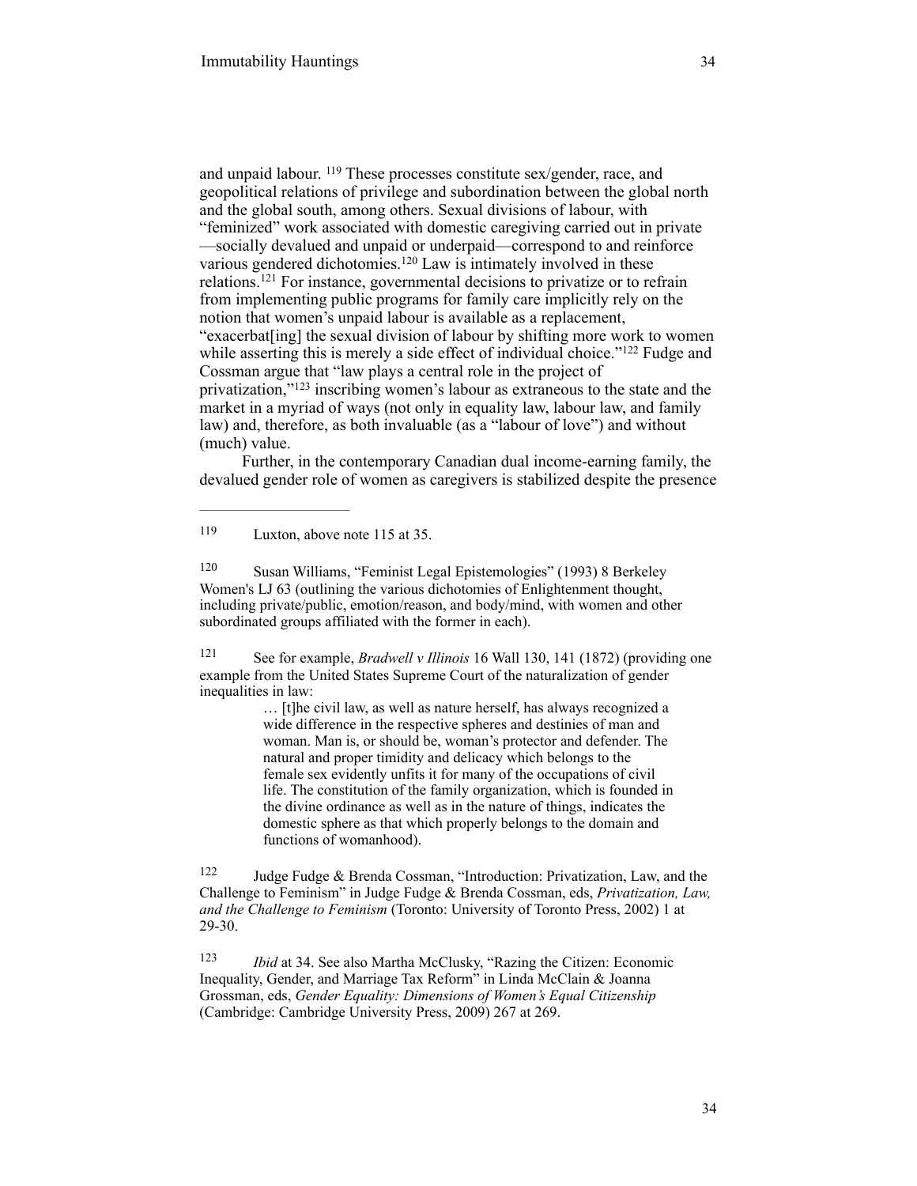and unpaid labour. [119] These processes constitute sex/gender, race, and geopolitical relations of privilege and subordination between the global north and the global south, among others. Sexual divisions of labour, with "feminized" work associated with domestic caregiving carried out in private—socially devalued and unpaid or underpaid—correspond to and reinforce various gendered dichotomies.[120] Law is intimately involved in these relations.[121] For instance, governmental decisions to privatize or to refrain from implementing public programs for family care implicitly rely on the notion that women's unpaid labour is available as a replacement, "exacerbat[ing] the sexual division of labour by shifting more work to women while asserting this is merely a side effect of individual choice."[122] Fudge and Cossman argue that "law plays a central role in the project of privatization,"[123] inscribing women's labour as extraneous to the state and the market in a myriad of ways (not only in equality law, labour law, and family law) and, therefore, as both invaluable (as a "labour of love") and without (much) value.

Further, in the contemporary Canadian dual income-earning family, the devalued gender role of women as caregivers is stabilized despite the presence

---

[119] Luxton, above note 115 at 35.

[120] Susan Williams, "Feminist Legal Epistemologies" (1993) 8 Berkeley Women's LJ 63 (outlining the various dichotomies of Enlightenment thought, including private/public, emotion/reason, and body/mind, with women and other subordinated groups affiliated with the former in each).

[121] See for example, *Bradwell v Illinois* 16 Wall 130, 141 (1872) (providing one example from the United States Supreme Court of the naturalization of gender inequalities in law:

> … [t]he civil law, as well as nature herself, has always recognized a wide difference in the respective spheres and destinies of man and woman. Man is, or should be, woman's protector and defender. The natural and proper timidity and delicacy which belongs to the female sex evidently unfits it for many of the occupations of civil life. The constitution of the family organization, which is founded in the divine ordinance as well as in the nature of things, indicates the domestic sphere as that which properly belongs to the domain and functions of womanhood).

[122] Judge Fudge & Brenda Cossman, "Introduction: Privatization, Law, and the Challenge to Feminism" in Judge Fudge & Brenda Cossman, eds, *Privatization, Law, and the Challenge to Feminism* (Toronto: University of Toronto Press, 2002) 1 at 29-30.

[123] *Ibid* at 34. See also Martha McClusky, "Razing the Citizen: Economic Inequality, Gender, and Marriage Tax Reform" in Linda McClain & Joanna Grossman, eds, *Gender Equality: Dimensions of Women's Equal Citizenship* (Cambridge: Cambridge University Press, 2009) 267 at 269.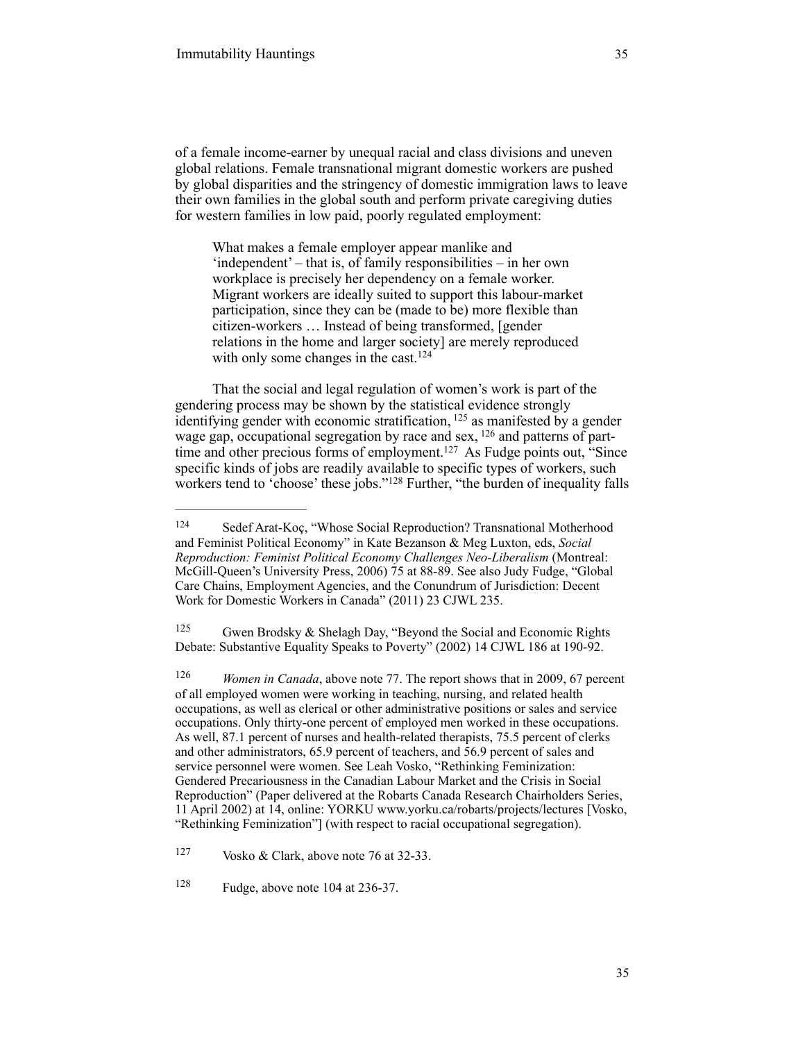of a female income-earner by unequal racial and class divisions and uneven global relations. Female transnational migrant domestic workers are pushed by global disparities and the stringency of domestic immigration laws to leave their own families in the global south and perform private caregiving duties for western families in low paid, poorly regulated employment:

> What makes a female employer appear manlike and 'independent' – that is, of family responsibilities – in her own workplace is precisely her dependency on a female worker. Migrant workers are ideally suited to support this labour-market participation, since they can be (made to be) more flexible than citizen-workers … Instead of being transformed, [gender relations in the home and larger society] are merely reproduced with only some changes in the cast.[124]

That the social and legal regulation of women's work is part of the gendering process may be shown by the statistical evidence strongly identifying gender with economic stratification, [125] as manifested by a gender wage gap, occupational segregation by race and sex, [126] and patterns of part-time and other precious forms of employment.[127] As Fudge points out, "Since specific kinds of jobs are readily available to specific types of workers, such workers tend to 'choose' these jobs."[128] Further, "the burden of inequality falls

---

[124] Sedef Arat-Koç, "Whose Social Reproduction? Transnational Motherhood and Feminist Political Economy" in Kate Bezanson & Meg Luxton, eds, *Social Reproduction: Feminist Political Economy Challenges Neo-Liberalism* (Montreal: McGill-Queen's University Press, 2006) 75 at 88-89. See also Judy Fudge, "Global Care Chains, Employment Agencies, and the Conundrum of Jurisdiction: Decent Work for Domestic Workers in Canada" (2011) 23 CJWL 235.

[125] Gwen Brodsky & Shelagh Day, "Beyond the Social and Economic Rights Debate: Substantive Equality Speaks to Poverty" (2002) 14 CJWL 186 at 190-92.

[126] *Women in Canada*, above note 77. The report shows that in 2009, 67 percent of all employed women were working in teaching, nursing, and related health occupations, as well as clerical or other administrative positions or sales and service occupations. Only thirty-one percent of employed men worked in these occupations. As well, 87.1 percent of nurses and health-related therapists, 75.5 percent of clerks and other administrators, 65.9 percent of teachers, and 56.9 percent of sales and service personnel were women. See Leah Vosko, "Rethinking Feminization: Gendered Precariousness in the Canadian Labour Market and the Crisis in Social Reproduction" (Paper delivered at the Robarts Canada Research Chairholders Series, 11 April 2002) at 14, online: YORKU www.yorku.ca/robarts/projects/lectures [Vosko, "Rethinking Feminization"] (with respect to racial occupational segregation).

[127] Vosko & Clark, above note 76 at 32-33.

[128] Fudge, above note 104 at 236-37.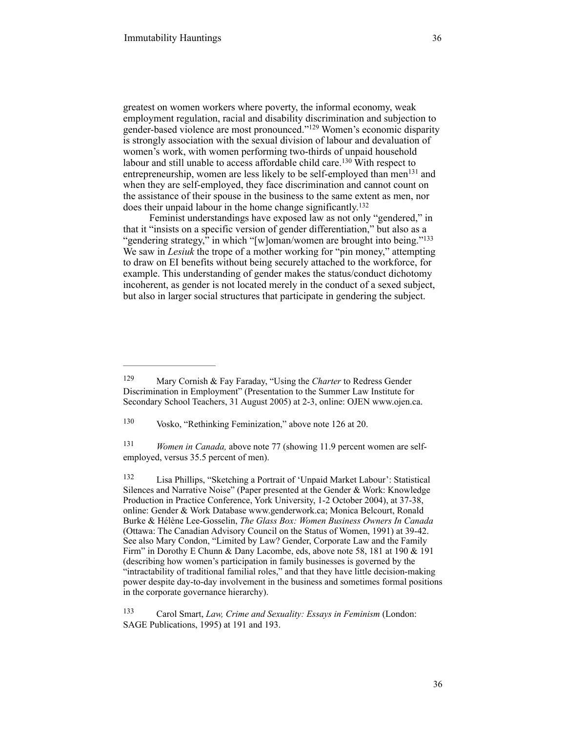greatest on women workers where poverty, the informal economy, weak employment regulation, racial and disability discrimination and subjection to gender-based violence are most pronounced."[129] Women's economic disparity is strongly association with the sexual division of labour and devaluation of women's work, with women performing two-thirds of unpaid household labour and still unable to access affordable child care.[130] With respect to entrepreneurship, women are less likely to be self-employed than men[131] and when they are self-employed, they face discrimination and cannot count on the assistance of their spouse in the business to the same extent as men, nor does their unpaid labour in the home change significantly.[132]

Feminist understandings have exposed law as not only "gendered," in that it "insists on a specific version of gender differentiation," but also as a "gendering strategy," in which "[w]oman/women are brought into being."[133] We saw in *Lesiuk* the trope of a mother working for "pin money," attempting to draw on EI benefits without being securely attached to the workforce, for example. This understanding of gender makes the status/conduct dichotomy incoherent, as gender is not located merely in the conduct of a sexed subject, but also in larger social structures that participate in gendering the subject.

---

[129] Mary Cornish & Fay Faraday, "Using the *Charter* to Redress Gender Discrimination in Employment" (Presentation to the Summer Law Institute for Secondary School Teachers, 31 August 2005) at 2-3, online: OJEN www.ojen.ca.

[130] Vosko, "Rethinking Feminization," above note 126 at 20.

[131] *Women in Canada,* above note 77 (showing 11.9 percent women are self-employed, versus 35.5 percent of men).

[132] Lisa Phillips, "Sketching a Portrait of 'Unpaid Market Labour': Statistical Silences and Narrative Noise" (Paper presented at the Gender & Work: Knowledge Production in Practice Conference, York University, 1-2 October 2004), at 37-38, online: Gender & Work Database www.genderwork.ca; Monica Belcourt, Ronald Burke & Hélène Lee-Gosselin, *The Glass Box: Women Business Owners In Canada* (Ottawa: The Canadian Advisory Council on the Status of Women, 1991) at 39-42. See also Mary Condon, "Limited by Law? Gender, Corporate Law and the Family Firm" in Dorothy E Chunn & Dany Lacombe, eds, above note 58, 181 at 190 & 191 (describing how women's participation in family businesses is governed by the "intractability of traditional familial roles," and that they have little decision-making power despite day-to-day involvement in the business and sometimes formal positions in the corporate governance hierarchy).

[133] Carol Smart, *Law, Crime and Sexuality: Essays in Feminism* (London: SAGE Publications, 1995) at 191 and 193.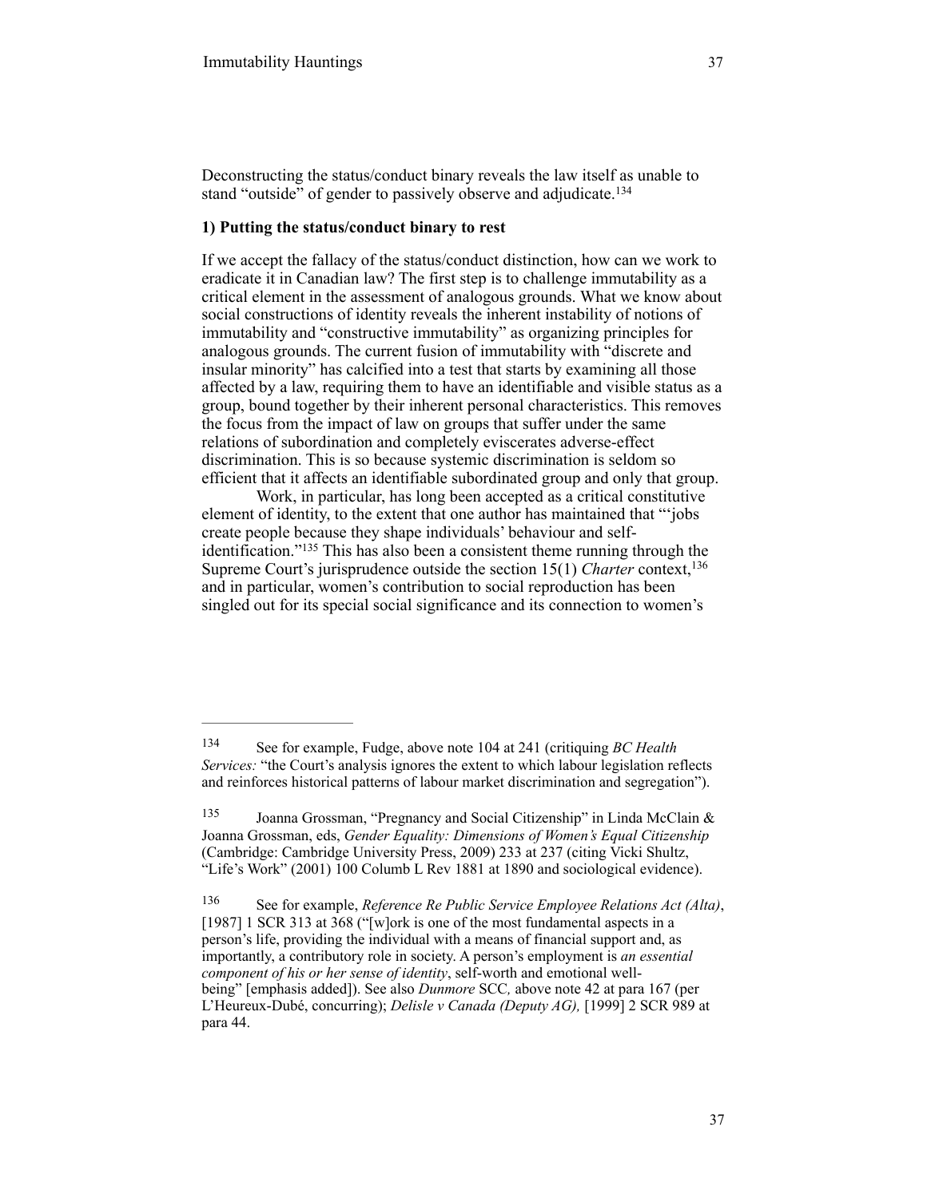Deconstructing the status/conduct binary reveals the law itself as unable to stand "outside" of gender to passively observe and adjudicate.[134]

**1) Putting the status/conduct binary to rest**

If we accept the fallacy of the status/conduct distinction, how can we work to eradicate it in Canadian law? The first step is to challenge immutability as a critical element in the assessment of analogous grounds. What we know about social constructions of identity reveals the inherent instability of notions of immutability and "constructive immutability" as organizing principles for analogous grounds. The current fusion of immutability with "discrete and insular minority" has calcified into a test that starts by examining all those affected by a law, requiring them to have an identifiable and visible status as a group, bound together by their inherent personal characteristics. This removes the focus from the impact of law on groups that suffer under the same relations of subordination and completely eviscerates adverse-effect discrimination. This is so because systemic discrimination is seldom so efficient that it affects an identifiable subordinated group and only that group.

Work, in particular, has long been accepted as a critical constitutive element of identity, to the extent that one author has maintained that "'jobs create people because they shape individuals' behaviour and self-identification."[135] This has also been a consistent theme running through the Supreme Court's jurisprudence outside the section 15(1) *Charter* context,[136] and in particular, women's contribution to social reproduction has been singled out for its special social significance and its connection to women's

---

[134] See for example, Fudge, above note 104 at 241 (critiquing *BC Health Services:* "the Court's analysis ignores the extent to which labour legislation reflects and reinforces historical patterns of labour market discrimination and segregation").

[135] Joanna Grossman, "Pregnancy and Social Citizenship" in Linda McClain & Joanna Grossman, eds, *Gender Equality: Dimensions of Women's Equal Citizenship* (Cambridge: Cambridge University Press, 2009) 233 at 237 (citing Vicki Shultz, "Life's Work" (2001) 100 Columb L Rev 1881 at 1890 and sociological evidence).

[136] See for example, *Reference Re Public Service Employee Relations Act (Alta)*, [1987] 1 SCR 313 at 368 ("[w]ork is one of the most fundamental aspects in a person's life, providing the individual with a means of financial support and, as importantly, a contributory role in society. A person's employment is *an essential component of his or her sense of identity*, self-worth and emotional well-being" [emphasis added]). See also *Dunmore* SCC*,* above note 42 at para 167 (per L'Heureux-Dubé, concurring); *Delisle v Canada (Deputy AG),* [1999] 2 SCR 989 at para 44.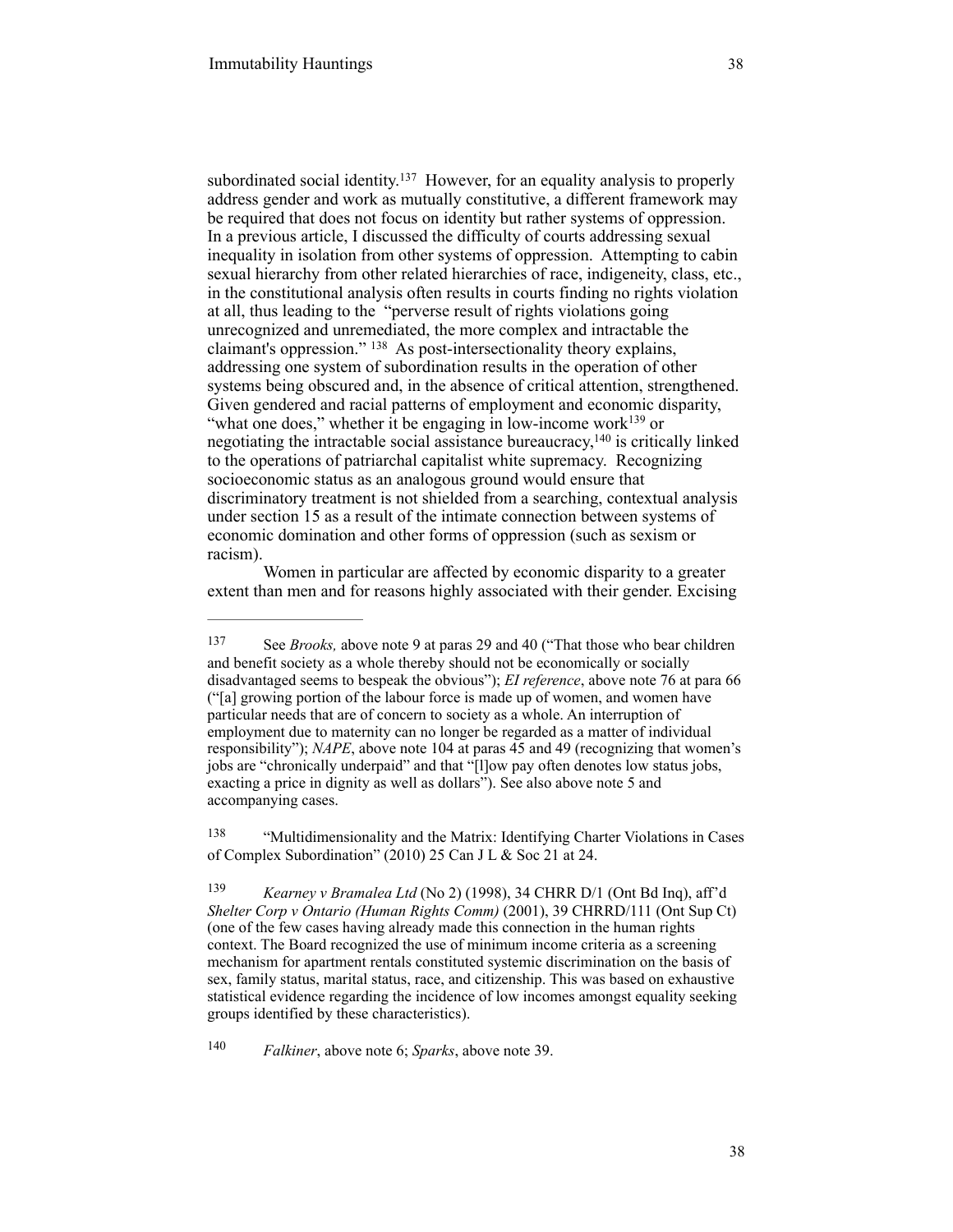subordinated social identity.[137] However, for an equality analysis to properly address gender and work as mutually constitutive, a different framework may be required that does not focus on identity but rather systems of oppression. In a previous article, I discussed the difficulty of courts addressing sexual inequality in isolation from other systems of oppression. Attempting to cabin sexual hierarchy from other related hierarchies of race, indigeneity, class, etc., in the constitutional analysis often results in courts finding no rights violation at all, thus leading to the "perverse result of rights violations going unrecognized and unremediated, the more complex and intractable the claimant's oppression." [138] As post-intersectionality theory explains, addressing one system of subordination results in the operation of other systems being obscured and, in the absence of critical attention, strengthened. Given gendered and racial patterns of employment and economic disparity, "what one does," whether it be engaging in low-income work[139] or negotiating the intractable social assistance bureaucracy,[140] is critically linked to the operations of patriarchal capitalist white supremacy. Recognizing socioeconomic status as an analogous ground would ensure that discriminatory treatment is not shielded from a searching, contextual analysis under section 15 as a result of the intimate connection between systems of economic domination and other forms of oppression (such as sexism or racism).

Women in particular are affected by economic disparity to a greater extent than men and for reasons highly associated with their gender. Excising

---

[137] See *Brooks,* above note 9 at paras 29 and 40 ("That those who bear children and benefit society as a whole thereby should not be economically or socially disadvantaged seems to bespeak the obvious"); *EI reference*, above note 76 at para 66 ("[a] growing portion of the labour force is made up of women, and women have particular needs that are of concern to society as a whole. An interruption of employment due to maternity can no longer be regarded as a matter of individual responsibility"); *NAPE*, above note 104 at paras 45 and 49 (recognizing that women's jobs are "chronically underpaid" and that "[l]ow pay often denotes low status jobs, exacting a price in dignity as well as dollars"). See also above note 5 and accompanying cases.

[138] "Multidimensionality and the Matrix: Identifying Charter Violations in Cases of Complex Subordination" (2010) 25 Can J L & Soc 21 at 24.

[139] *Kearney v Bramalea Ltd* (No 2) (1998), 34 CHRR D/1 (Ont Bd Inq), aff'd *Shelter Corp v Ontario (Human Rights Comm)* (2001), 39 CHRRD/111 (Ont Sup Ct) (one of the few cases having already made this connection in the human rights context. The Board recognized the use of minimum income criteria as a screening mechanism for apartment rentals constituted systemic discrimination on the basis of sex, family status, marital status, race, and citizenship. This was based on exhaustive statistical evidence regarding the incidence of low incomes amongst equality seeking groups identified by these characteristics).

[140] *Falkiner*, above note 6; *Sparks*, above note 39.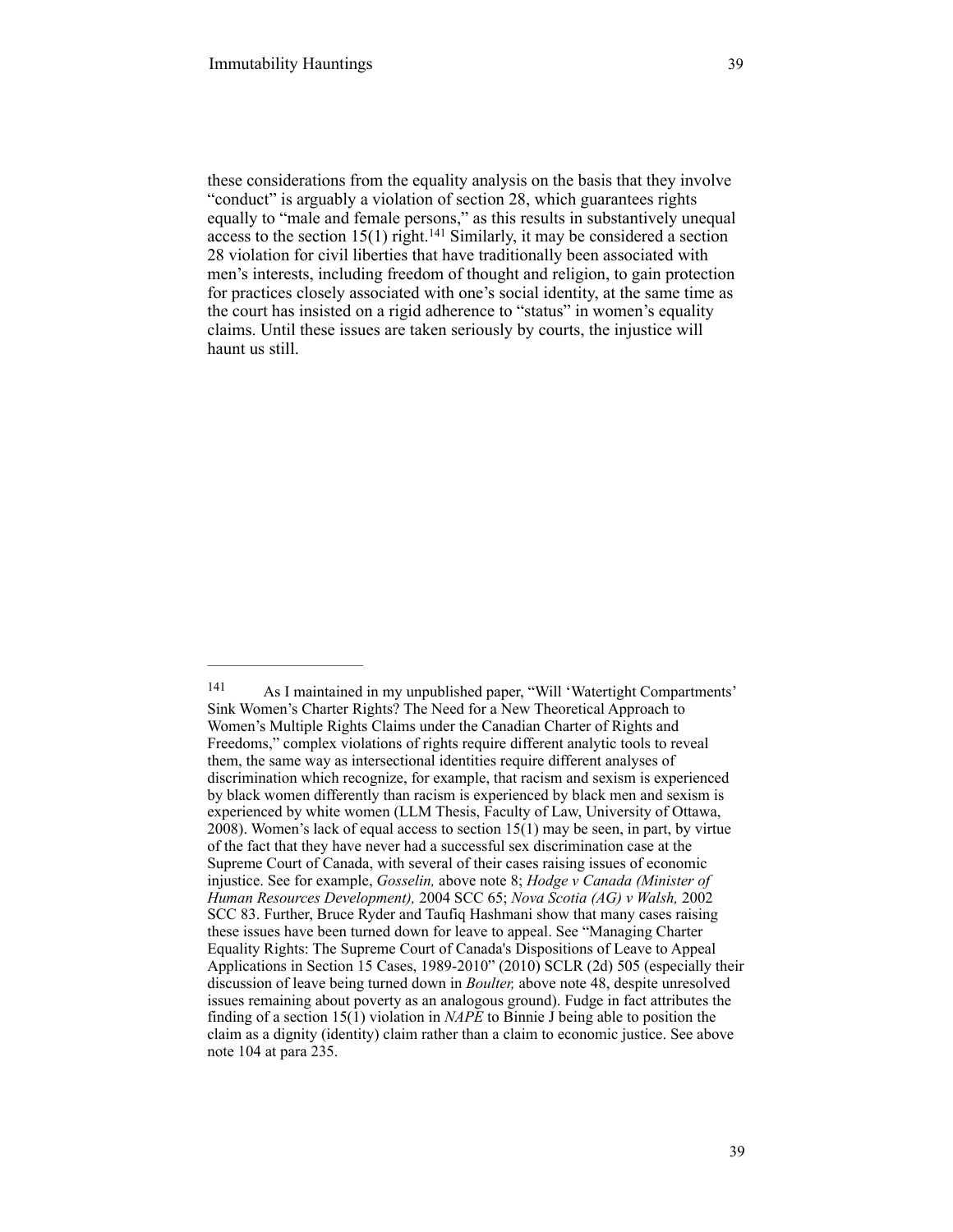these considerations from the equality analysis on the basis that they involve "conduct" is arguably a violation of section 28, which guarantees rights equally to "male and female persons," as this results in substantively unequal access to the section 15(1) right.[141] Similarly, it may be considered a section 28 violation for civil liberties that have traditionally been associated with men's interests, including freedom of thought and religion, to gain protection for practices closely associated with one's social identity, at the same time as the court has insisted on a rigid adherence to "status" in women's equality claims. Until these issues are taken seriously by courts, the injustice will haunt us still.

---

[141] As I maintained in my unpublished paper, "Will 'Watertight Compartments' Sink Women's Charter Rights? The Need for a New Theoretical Approach to Women's Multiple Rights Claims under the Canadian Charter of Rights and Freedoms," complex violations of rights require different analytic tools to reveal them, the same way as intersectional identities require different analyses of discrimination which recognize, for example, that racism and sexism is experienced by black women differently than racism is experienced by black men and sexism is experienced by white women (LLM Thesis, Faculty of Law, University of Ottawa, 2008). Women's lack of equal access to section 15(1) may be seen, in part, by virtue of the fact that they have never had a successful sex discrimination case at the Supreme Court of Canada, with several of their cases raising issues of economic injustice. See for example, *Gosselin,* above note 8; *Hodge v Canada (Minister of Human Resources Development),* 2004 SCC 65; *Nova Scotia (AG) v Walsh,* 2002 SCC 83. Further, Bruce Ryder and Taufiq Hashmani show that many cases raising these issues have been turned down for leave to appeal. See "Managing Charter Equality Rights: The Supreme Court of Canada's Dispositions of Leave to Appeal Applications in Section 15 Cases, 1989-2010" (2010) SCLR (2d) 505 (especially their discussion of leave being turned down in *Boulter,* above note 48, despite unresolved issues remaining about poverty as an analogous ground). Fudge in fact attributes the finding of a section 15(1) violation in *NAPE* to Binnie J being able to position the claim as a dignity (identity) claim rather than a claim to economic justice. See above note 104 at para 235.